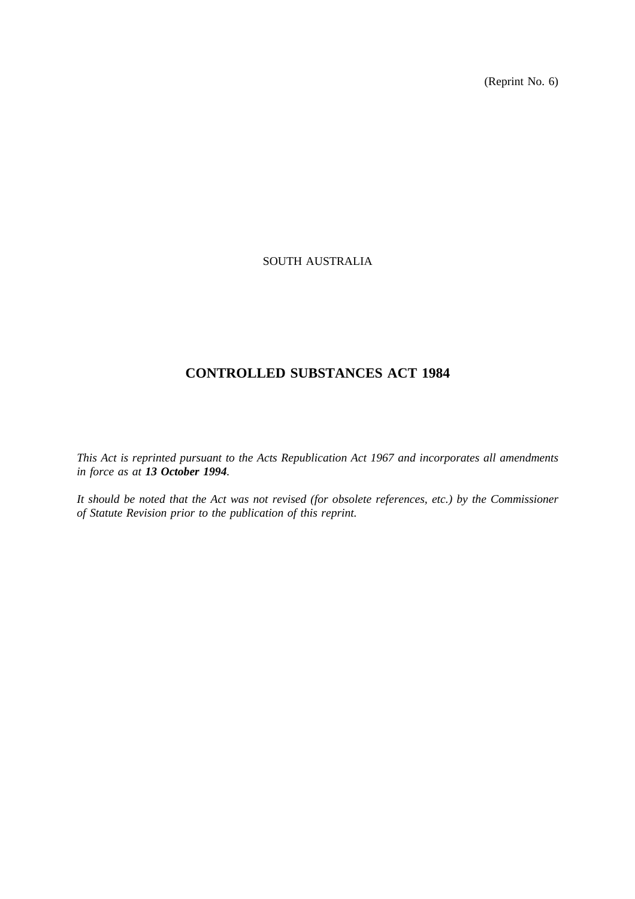(Reprint No. 6)

SOUTH AUSTRALIA

# CONTROLLED SUBSTANCES ACT 1984

*This Act is reprinted pursuant to the Acts Republication Act 1967 and incorporates all amendments in force as at **13 October 1994**.*

*It should be noted that the Act was not revised (for obsolete references, etc.) by the Commissioner of Statute Revision prior to the publication of this reprint.*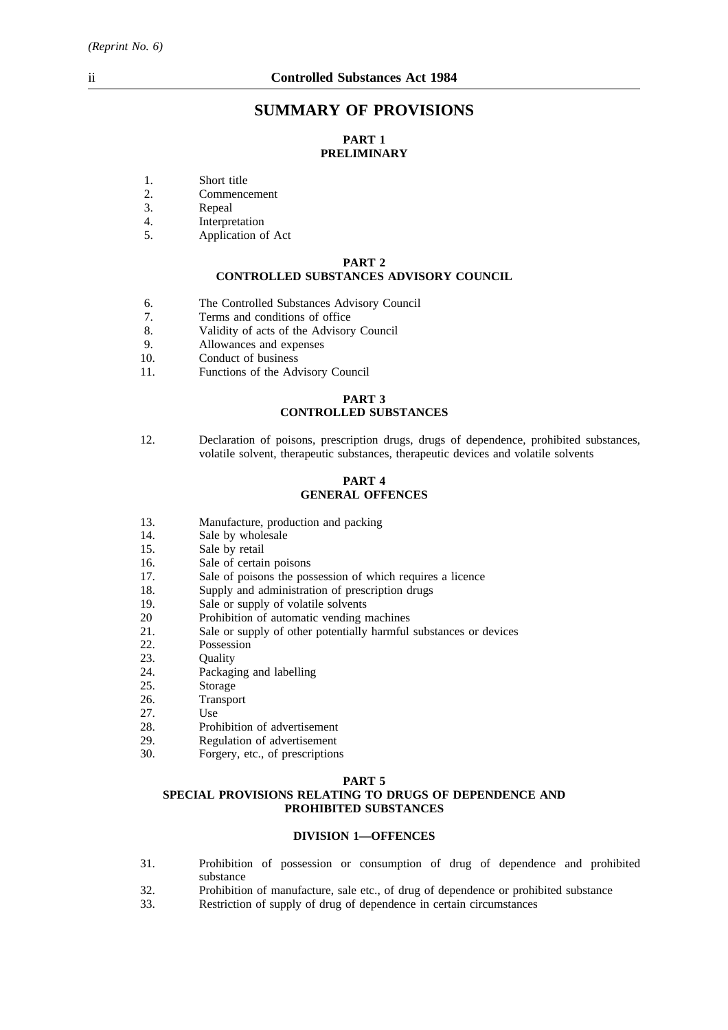## SUMMARY OF PROVISIONS

### PART 1
### PRELIMINARY

1. Short title
2. Commencement
3. Repeal
4. Interpretation
5. Application of Act

### PART 2
### CONTROLLED SUBSTANCES ADVISORY COUNCIL

6. The Controlled Substances Advisory Council
7. Terms and conditions of office
8. Validity of acts of the Advisory Council
9. Allowances and expenses
10. Conduct of business
11. Functions of the Advisory Council

### PART 3
### CONTROLLED SUBSTANCES

12. Declaration of poisons, prescription drugs, drugs of dependence, prohibited substances, volatile solvent, therapeutic substances, therapeutic devices and volatile solvents

### PART 4
### GENERAL OFFENCES

13. Manufacture, production and packing
14. Sale by wholesale
15. Sale by retail
16. Sale of certain poisons
17. Sale of poisons the possession of which requires a licence
18. Supply and administration of prescription drugs
19. Sale or supply of volatile solvents
20 Prohibition of automatic vending machines
21. Sale or supply of other potentially harmful substances or devices
22. Possession
23. Quality
24. Packaging and labelling
25. Storage
26. Transport
27. Use
28. Prohibition of advertisement
29. Regulation of advertisement
30. Forgery, etc., of prescriptions

### PART 5
### SPECIAL PROVISIONS RELATING TO DRUGS OF DEPENDENCE AND PROHIBITED SUBSTANCES

#### DIVISION 1—OFFENCES

31. Prohibition of possession or consumption of drug of dependence and prohibited substance
32. Prohibition of manufacture, sale etc., of drug of dependence or prohibited substance
33. Restriction of supply of drug of dependence in certain circumstances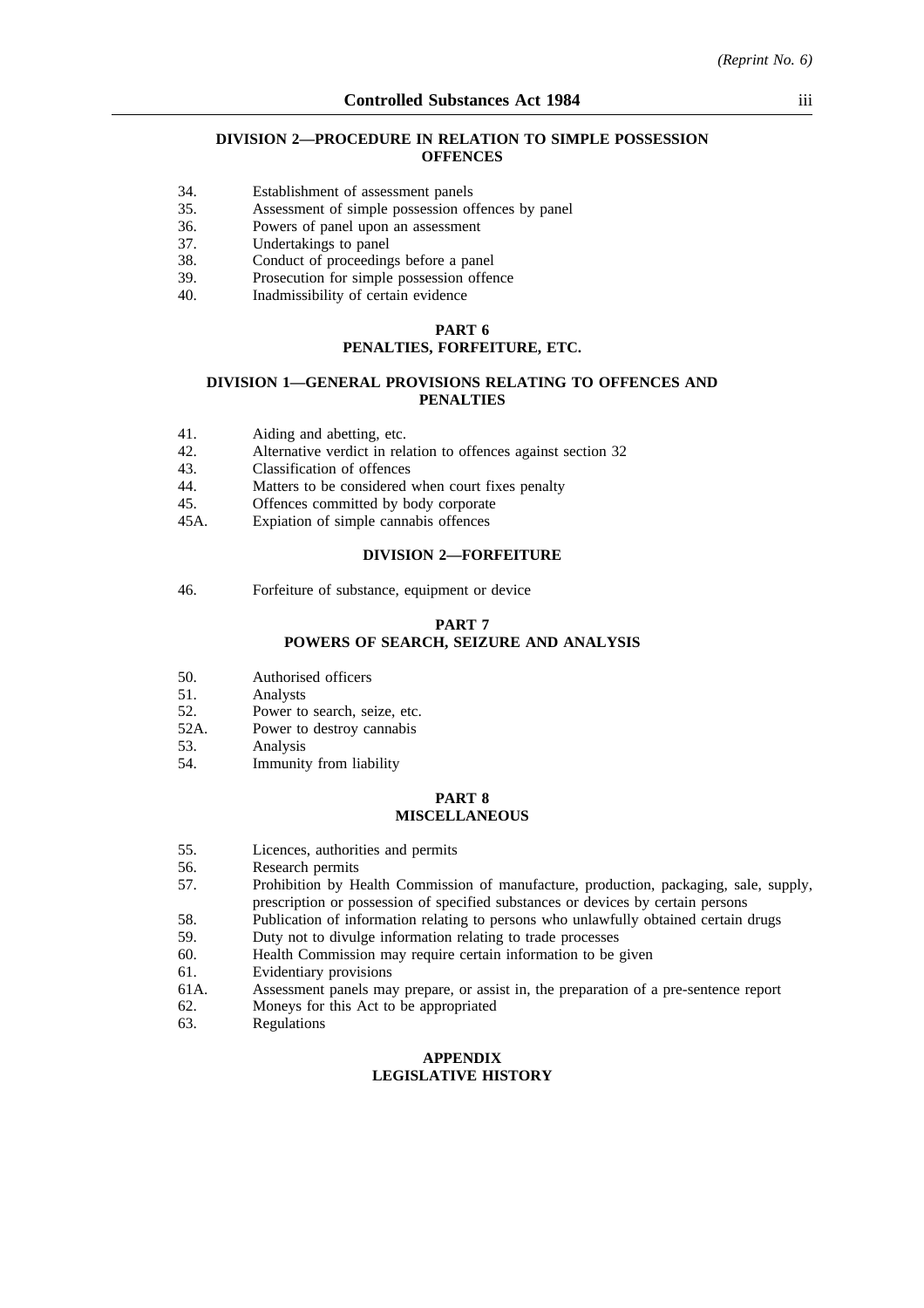#### DIVISION 2—PROCEDURE IN RELATION TO SIMPLE POSSESSION OFFENCES

34. Establishment of assessment panels
35. Assessment of simple possession offences by panel
36. Powers of panel upon an assessment
37. Undertakings to panel
38. Conduct of proceedings before a panel
39. Prosecution for simple possession offence
40. Inadmissibility of certain evidence

### PART 6
### PENALTIES, FORFEITURE, ETC.

#### DIVISION 1—GENERAL PROVISIONS RELATING TO OFFENCES AND PENALTIES

41. Aiding and abetting, etc.
42. Alternative verdict in relation to offences against section 32
43. Classification of offences
44. Matters to be considered when court fixes penalty
45. Offences committed by body corporate
45A. Expiation of simple cannabis offences

#### DIVISION 2—FORFEITURE

46. Forfeiture of substance, equipment or device

### PART 7
### POWERS OF SEARCH, SEIZURE AND ANALYSIS

50. Authorised officers
51. Analysts
52. Power to search, seize, etc.
52A. Power to destroy cannabis
53. Analysis
54. Immunity from liability

### PART 8
### MISCELLANEOUS

55. Licences, authorities and permits
56. Research permits
57. Prohibition by Health Commission of manufacture, production, packaging, sale, supply, prescription or possession of specified substances or devices by certain persons
58. Publication of information relating to persons who unlawfully obtained certain drugs
59. Duty not to divulge information relating to trade processes
60. Health Commission may require certain information to be given
61. Evidentiary provisions
61A. Assessment panels may prepare, or assist in, the preparation of a pre-sentence report
62. Moneys for this Act to be appropriated
63. Regulations

### APPENDIX
### LEGISLATIVE HISTORY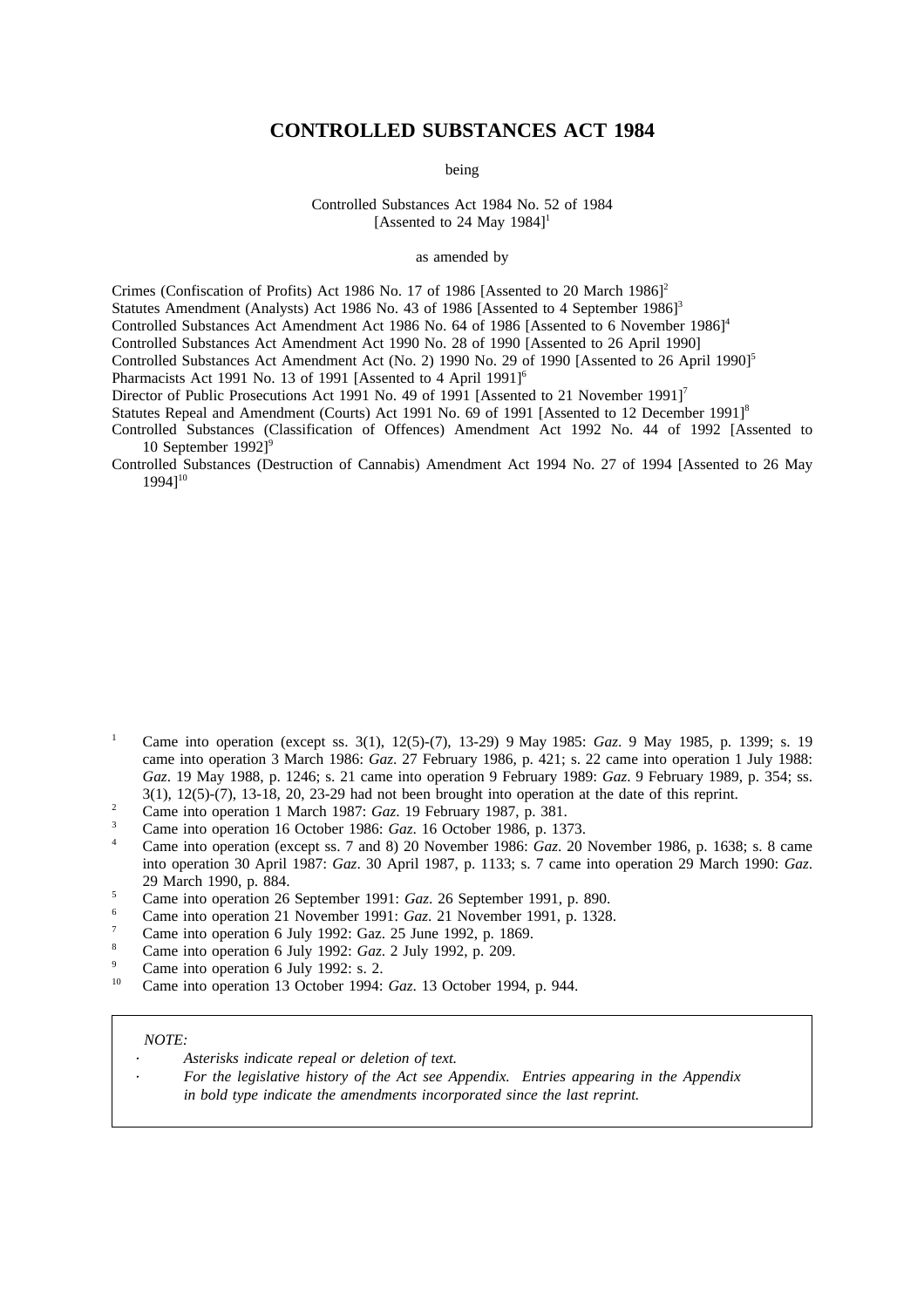# CONTROLLED SUBSTANCES ACT 1984

being

Controlled Substances Act 1984 No. 52 of 1984
[Assented to 24 May 1984][1]

as amended by

Crimes (Confiscation of Profits) Act 1986 No. 17 of 1986 [Assented to 20 March 1986][2]
Statutes Amendment (Analysts) Act 1986 No. 43 of 1986 [Assented to 4 September 1986][3]
Controlled Substances Act Amendment Act 1986 No. 64 of 1986 [Assented to 6 November 1986][4]
Controlled Substances Act Amendment Act 1990 No. 28 of 1990 [Assented to 26 April 1990]
Controlled Substances Act Amendment Act (No. 2) 1990 No. 29 of 1990 [Assented to 26 April 1990][5]
Pharmacists Act 1991 No. 13 of 1991 [Assented to 4 April 1991][6]
Director of Public Prosecutions Act 1991 No. 49 of 1991 [Assented to 21 November 1991][7]
Statutes Repeal and Amendment (Courts) Act 1991 No. 69 of 1991 [Assented to 12 December 1991][8]
Controlled Substances (Classification of Offences) Amendment Act 1992 No. 44 of 1992 [Assented to 10 September 1992][9]
Controlled Substances (Destruction of Cannabis) Amendment Act 1994 No. 27 of 1994 [Assented to 26 May 1994][10]

[1] Came into operation (except ss. 3(1), 12(5)-(7), 13-29) 9 May 1985: *Gaz*. 9 May 1985, p. 1399; s. 19 came into operation 3 March 1986: *Gaz*. 27 February 1986, p. 421; s. 22 came into operation 1 July 1988: *Gaz*. 19 May 1988, p. 1246; s. 21 came into operation 9 February 1989: *Gaz*. 9 February 1989, p. 354; ss. 3(1), 12(5)-(7), 13-18, 20, 23-29 had not been brought into operation at the date of this reprint.

[2] Came into operation 1 March 1987: *Gaz*. 19 February 1987, p. 381.

[3] Came into operation 16 October 1986: *Gaz*. 16 October 1986, p. 1373.

[4] Came into operation (except ss. 7 and 8) 20 November 1986: *Gaz*. 20 November 1986, p. 1638; s. 8 came into operation 30 April 1987: *Gaz*. 30 April 1987, p. 1133; s. 7 came into operation 29 March 1990: *Gaz*. 29 March 1990, p. 884.

[5] Came into operation 26 September 1991: *Gaz*. 26 September 1991, p. 890.

[6] Came into operation 21 November 1991: *Gaz*. 21 November 1991, p. 1328.

[7] Came into operation 6 July 1992: Gaz. 25 June 1992, p. 1869.

[8] Came into operation 6 July 1992: *Gaz*. 2 July 1992, p. 209.

[9] Came into operation 6 July 1992: s. 2.

[10] Came into operation 13 October 1994: *Gaz*. 13 October 1994, p. 944.

*NOTE:*

- *Asterisks indicate repeal or deletion of text.*
- *For the legislative history of the Act see Appendix. Entries appearing in the Appendix in bold type indicate the amendments incorporated since the last reprint.*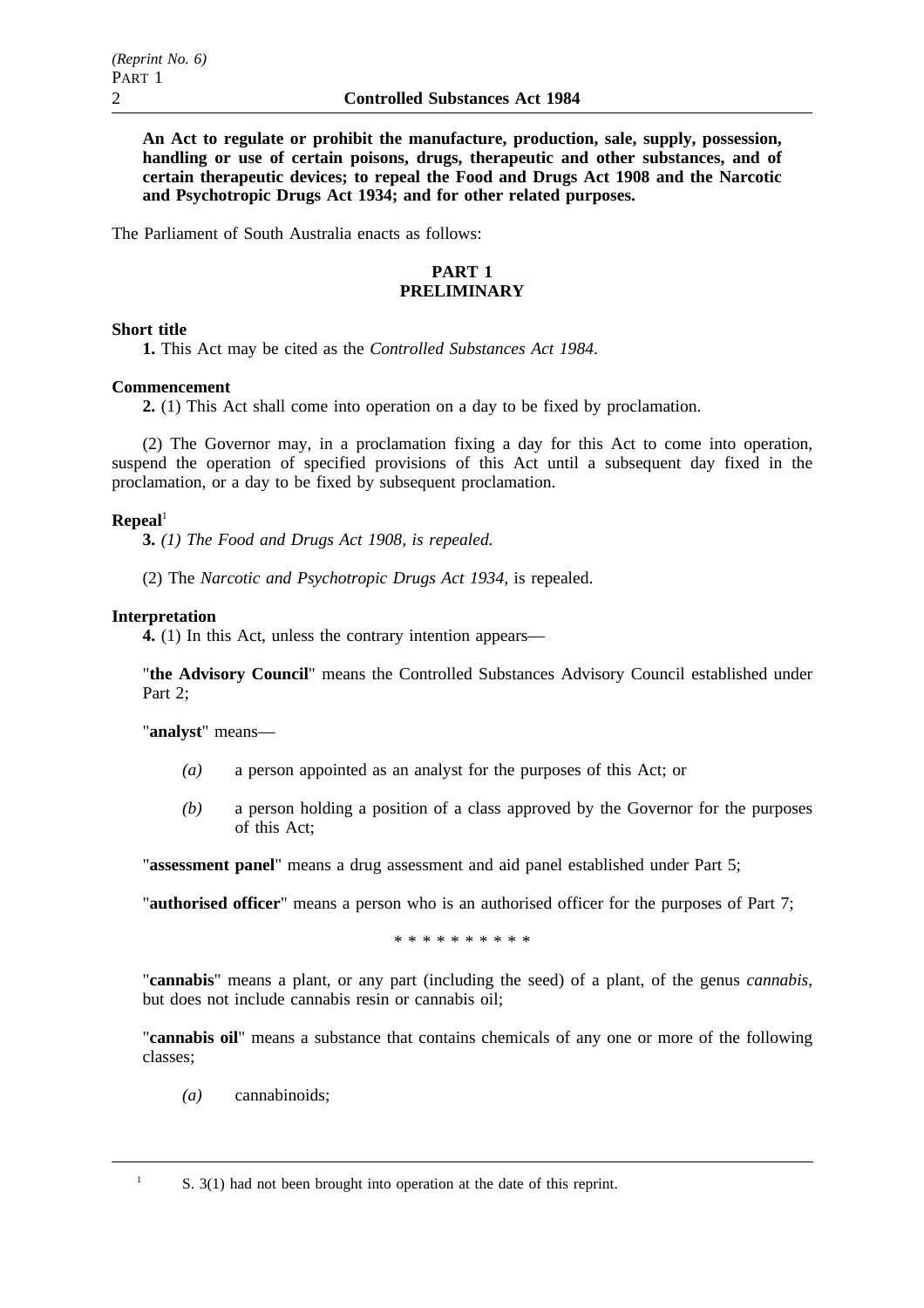**An Act to regulate or prohibit the manufacture, production, sale, supply, possession, handling or use of certain poisons, drugs, therapeutic and other substances, and of certain therapeutic devices; to repeal the Food and Drugs Act 1908 and the Narcotic and Psychotropic Drugs Act 1934; and for other related purposes.**

The Parliament of South Australia enacts as follows:

## PART 1
## PRELIMINARY

**Short title**

**1.** This Act may be cited as the *Controlled Substances Act 1984*.

**Commencement**

**2.** (1) This Act shall come into operation on a day to be fixed by proclamation.

(2) The Governor may, in a proclamation fixing a day for this Act to come into operation, suspend the operation of specified provisions of this Act until a subsequent day fixed in the proclamation, or a day to be fixed by subsequent proclamation.

**Repeal**[1]

**3.** *(1) The Food and Drugs Act 1908, is repealed.*

(2) The *Narcotic and Psychotropic Drugs Act 1934*, is repealed.

**Interpretation**

**4.** (1) In this Act, unless the contrary intention appears—

"**the Advisory Council**" means the Controlled Substances Advisory Council established under Part 2;

"**analyst**" means—

- *(a)* a person appointed as an analyst for the purposes of this Act; or
- *(b)* a person holding a position of a class approved by the Governor for the purposes of this Act;

"**assessment panel**" means a drug assessment and aid panel established under Part 5;

"**authorised officer**" means a person who is an authorised officer for the purposes of Part 7;

* * * * * * * * * *

"**cannabis**" means a plant, or any part (including the seed) of a plant, of the genus *cannabis*, but does not include cannabis resin or cannabis oil;

"**cannabis oil**" means a substance that contains chemicals of any one or more of the following classes;

- *(a)* cannabinoids;

---

[1] S. 3(1) had not been brought into operation at the date of this reprint.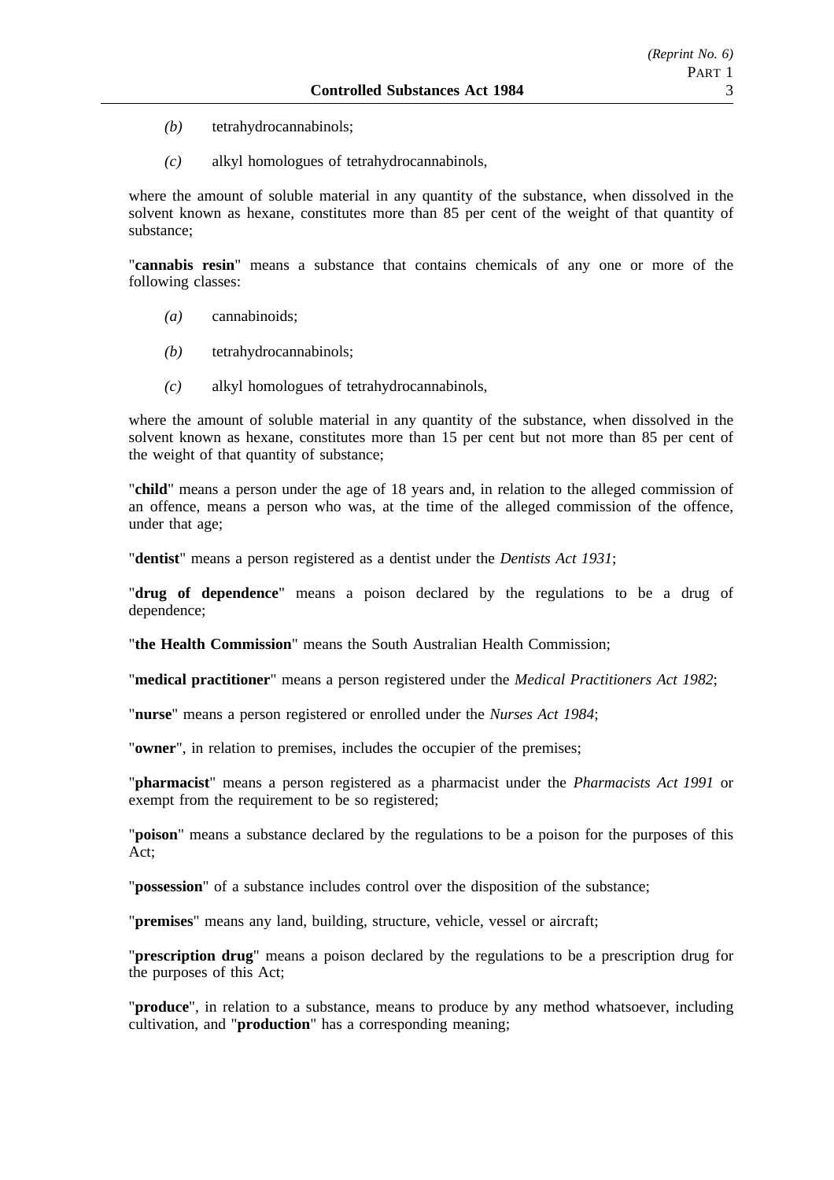*(b)* tetrahydrocannabinols;

*(c)* alkyl homologues of tetrahydrocannabinols,

where the amount of soluble material in any quantity of the substance, when dissolved in the solvent known as hexane, constitutes more than 85 per cent of the weight of that quantity of substance;

"**cannabis resin**" means a substance that contains chemicals of any one or more of the following classes:

*(a)* cannabinoids;

*(b)* tetrahydrocannabinols;

*(c)* alkyl homologues of tetrahydrocannabinols,

where the amount of soluble material in any quantity of the substance, when dissolved in the solvent known as hexane, constitutes more than 15 per cent but not more than 85 per cent of the weight of that quantity of substance;

"**child**" means a person under the age of 18 years and, in relation to the alleged commission of an offence, means a person who was, at the time of the alleged commission of the offence, under that age;

"**dentist**" means a person registered as a dentist under the *Dentists Act 1931*;

"**drug of dependence**" means a poison declared by the regulations to be a drug of dependence;

"**the Health Commission**" means the South Australian Health Commission;

"**medical practitioner**" means a person registered under the *Medical Practitioners Act 1982*;

"**nurse**" means a person registered or enrolled under the *Nurses Act 1984*;

"**owner**", in relation to premises, includes the occupier of the premises;

"**pharmacist**" means a person registered as a pharmacist under the *Pharmacists Act 1991* or exempt from the requirement to be so registered;

"**poison**" means a substance declared by the regulations to be a poison for the purposes of this Act;

"**possession**" of a substance includes control over the disposition of the substance;

"**premises**" means any land, building, structure, vehicle, vessel or aircraft;

"**prescription drug**" means a poison declared by the regulations to be a prescription drug for the purposes of this Act;

"**produce**", in relation to a substance, means to produce by any method whatsoever, including cultivation, and "**production**" has a corresponding meaning;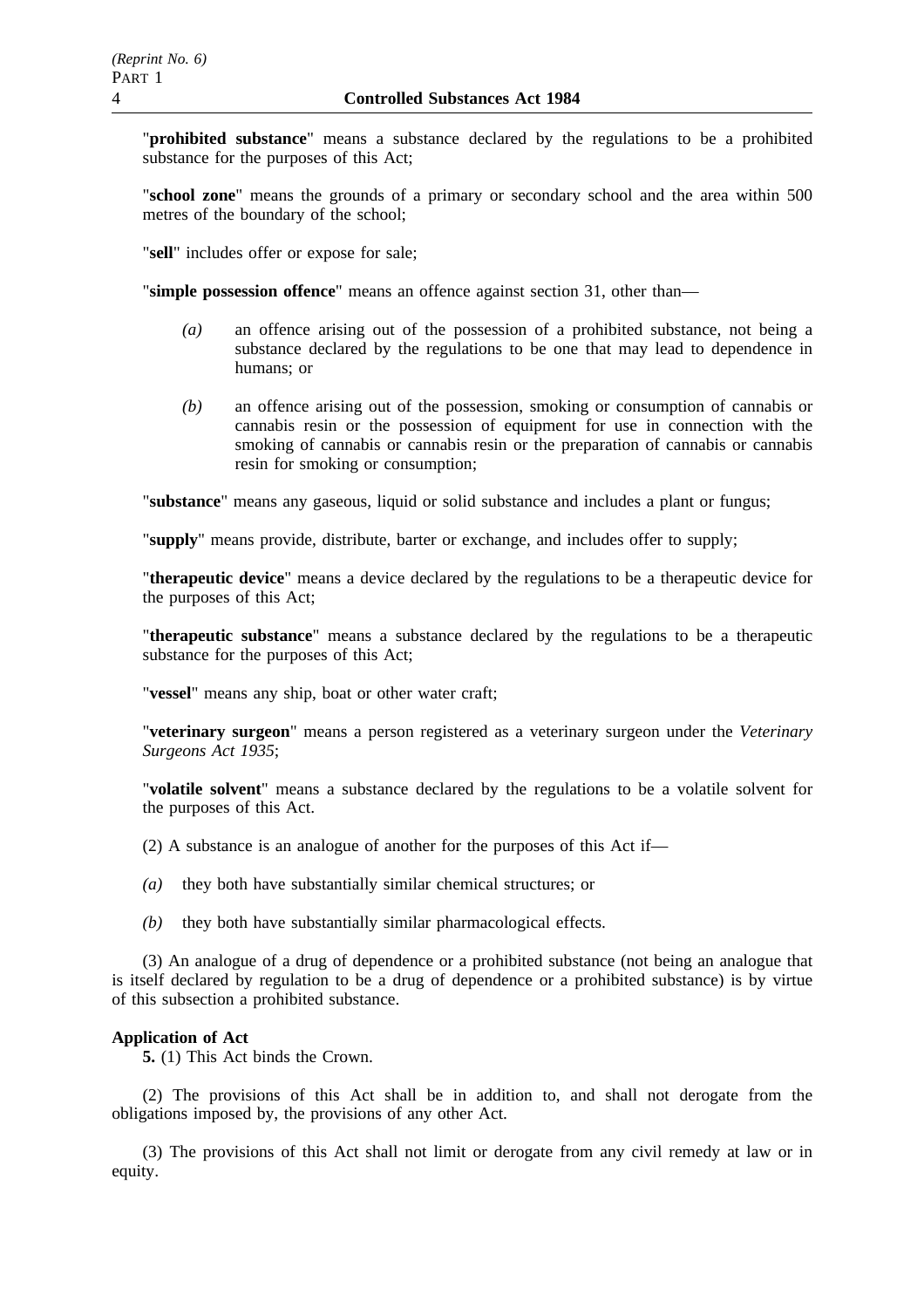"**prohibited substance**" means a substance declared by the regulations to be a prohibited substance for the purposes of this Act;

"**school zone**" means the grounds of a primary or secondary school and the area within 500 metres of the boundary of the school;

"**sell**" includes offer or expose for sale;

"**simple possession offence**" means an offence against section 31, other than—

*(a)* an offence arising out of the possession of a prohibited substance, not being a substance declared by the regulations to be one that may lead to dependence in humans; or

*(b)* an offence arising out of the possession, smoking or consumption of cannabis or cannabis resin or the possession of equipment for use in connection with the smoking of cannabis or cannabis resin or the preparation of cannabis or cannabis resin for smoking or consumption;

"**substance**" means any gaseous, liquid or solid substance and includes a plant or fungus;

"**supply**" means provide, distribute, barter or exchange, and includes offer to supply;

"**therapeutic device**" means a device declared by the regulations to be a therapeutic device for the purposes of this Act;

"**therapeutic substance**" means a substance declared by the regulations to be a therapeutic substance for the purposes of this Act;

"**vessel**" means any ship, boat or other water craft;

"**veterinary surgeon**" means a person registered as a veterinary surgeon under the *Veterinary Surgeons Act 1935*;

"**volatile solvent**" means a substance declared by the regulations to be a volatile solvent for the purposes of this Act.

(2) A substance is an analogue of another for the purposes of this Act if—

*(a)* they both have substantially similar chemical structures; or

*(b)* they both have substantially similar pharmacological effects.

(3) An analogue of a drug of dependence or a prohibited substance (not being an analogue that is itself declared by regulation to be a drug of dependence or a prohibited substance) is by virtue of this subsection a prohibited substance.

**Application of Act**

**5.** (1) This Act binds the Crown.

(2) The provisions of this Act shall be in addition to, and shall not derogate from the obligations imposed by, the provisions of any other Act.

(3) The provisions of this Act shall not limit or derogate from any civil remedy at law or in equity.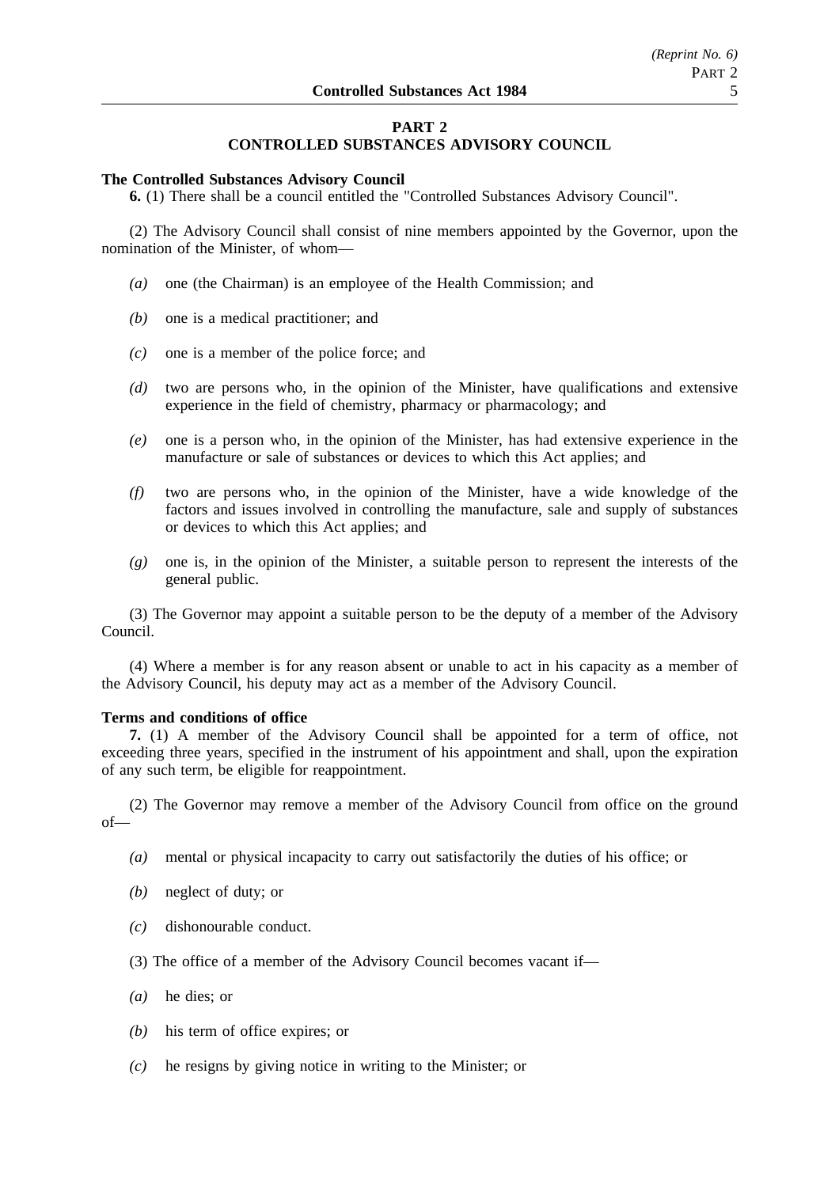## PART 2
## CONTROLLED SUBSTANCES ADVISORY COUNCIL

**The Controlled Substances Advisory Council**

**6.** (1) There shall be a council entitled the "Controlled Substances Advisory Council".

(2) The Advisory Council shall consist of nine members appointed by the Governor, upon the nomination of the Minister, of whom—

*(a)* one (the Chairman) is an employee of the Health Commission; and

*(b)* one is a medical practitioner; and

*(c)* one is a member of the police force; and

*(d)* two are persons who, in the opinion of the Minister, have qualifications and extensive experience in the field of chemistry, pharmacy or pharmacology; and

*(e)* one is a person who, in the opinion of the Minister, has had extensive experience in the manufacture or sale of substances or devices to which this Act applies; and

*(f)* two are persons who, in the opinion of the Minister, have a wide knowledge of the factors and issues involved in controlling the manufacture, sale and supply of substances or devices to which this Act applies; and

*(g)* one is, in the opinion of the Minister, a suitable person to represent the interests of the general public.

(3) The Governor may appoint a suitable person to be the deputy of a member of the Advisory Council.

(4) Where a member is for any reason absent or unable to act in his capacity as a member of the Advisory Council, his deputy may act as a member of the Advisory Council.

**Terms and conditions of office**

**7.** (1) A member of the Advisory Council shall be appointed for a term of office, not exceeding three years, specified in the instrument of his appointment and shall, upon the expiration of any such term, be eligible for reappointment.

(2) The Governor may remove a member of the Advisory Council from office on the ground of—

*(a)* mental or physical incapacity to carry out satisfactorily the duties of his office; or

*(b)* neglect of duty; or

*(c)* dishonourable conduct.

(3) The office of a member of the Advisory Council becomes vacant if—

*(a)* he dies; or

*(b)* his term of office expires; or

*(c)* he resigns by giving notice in writing to the Minister; or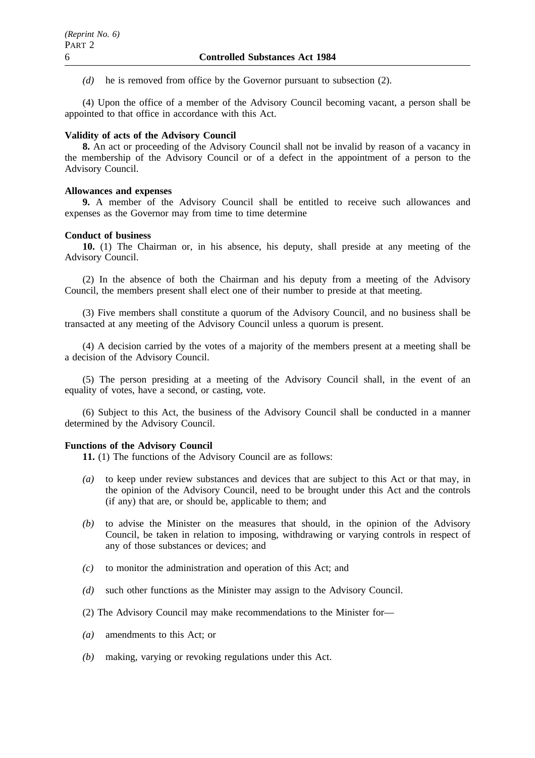*(d)* he is removed from office by the Governor pursuant to subsection (2).

(4) Upon the office of a member of the Advisory Council becoming vacant, a person shall be appointed to that office in accordance with this Act.

**Validity of acts of the Advisory Council**

**8.** An act or proceeding of the Advisory Council shall not be invalid by reason of a vacancy in the membership of the Advisory Council or of a defect in the appointment of a person to the Advisory Council.

**Allowances and expenses**

**9.** A member of the Advisory Council shall be entitled to receive such allowances and expenses as the Governor may from time to time determine

**Conduct of business**

**10.** (1) The Chairman or, in his absence, his deputy, shall preside at any meeting of the Advisory Council.

(2) In the absence of both the Chairman and his deputy from a meeting of the Advisory Council, the members present shall elect one of their number to preside at that meeting.

(3) Five members shall constitute a quorum of the Advisory Council, and no business shall be transacted at any meeting of the Advisory Council unless a quorum is present.

(4) A decision carried by the votes of a majority of the members present at a meeting shall be a decision of the Advisory Council.

(5) The person presiding at a meeting of the Advisory Council shall, in the event of an equality of votes, have a second, or casting, vote.

(6) Subject to this Act, the business of the Advisory Council shall be conducted in a manner determined by the Advisory Council.

**Functions of the Advisory Council**

**11.** (1) The functions of the Advisory Council are as follows:

*(a)* to keep under review substances and devices that are subject to this Act or that may, in the opinion of the Advisory Council, need to be brought under this Act and the controls (if any) that are, or should be, applicable to them; and

*(b)* to advise the Minister on the measures that should, in the opinion of the Advisory Council, be taken in relation to imposing, withdrawing or varying controls in respect of any of those substances or devices; and

*(c)* to monitor the administration and operation of this Act; and

*(d)* such other functions as the Minister may assign to the Advisory Council.

(2) The Advisory Council may make recommendations to the Minister for—

*(a)* amendments to this Act; or

*(b)* making, varying or revoking regulations under this Act.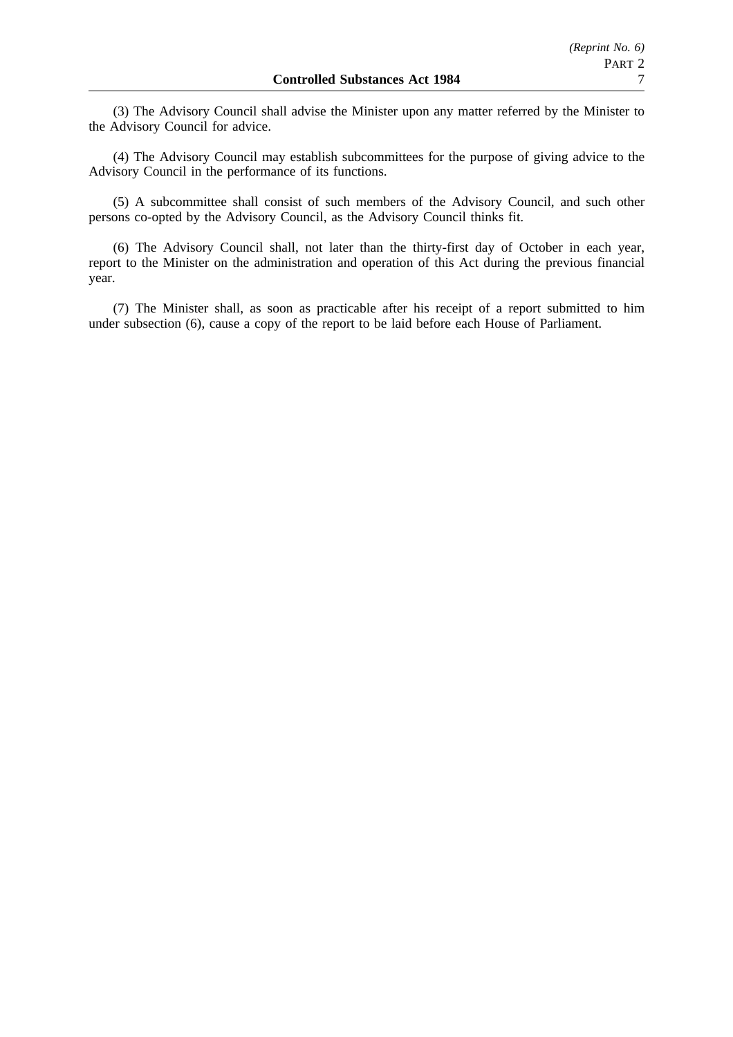(3) The Advisory Council shall advise the Minister upon any matter referred by the Minister to the Advisory Council for advice.

(4) The Advisory Council may establish subcommittees for the purpose of giving advice to the Advisory Council in the performance of its functions.

(5) A subcommittee shall consist of such members of the Advisory Council, and such other persons co-opted by the Advisory Council, as the Advisory Council thinks fit.

(6) The Advisory Council shall, not later than the thirty-first day of October in each year, report to the Minister on the administration and operation of this Act during the previous financial year.

(7) The Minister shall, as soon as practicable after his receipt of a report submitted to him under subsection (6), cause a copy of the report to be laid before each House of Parliament.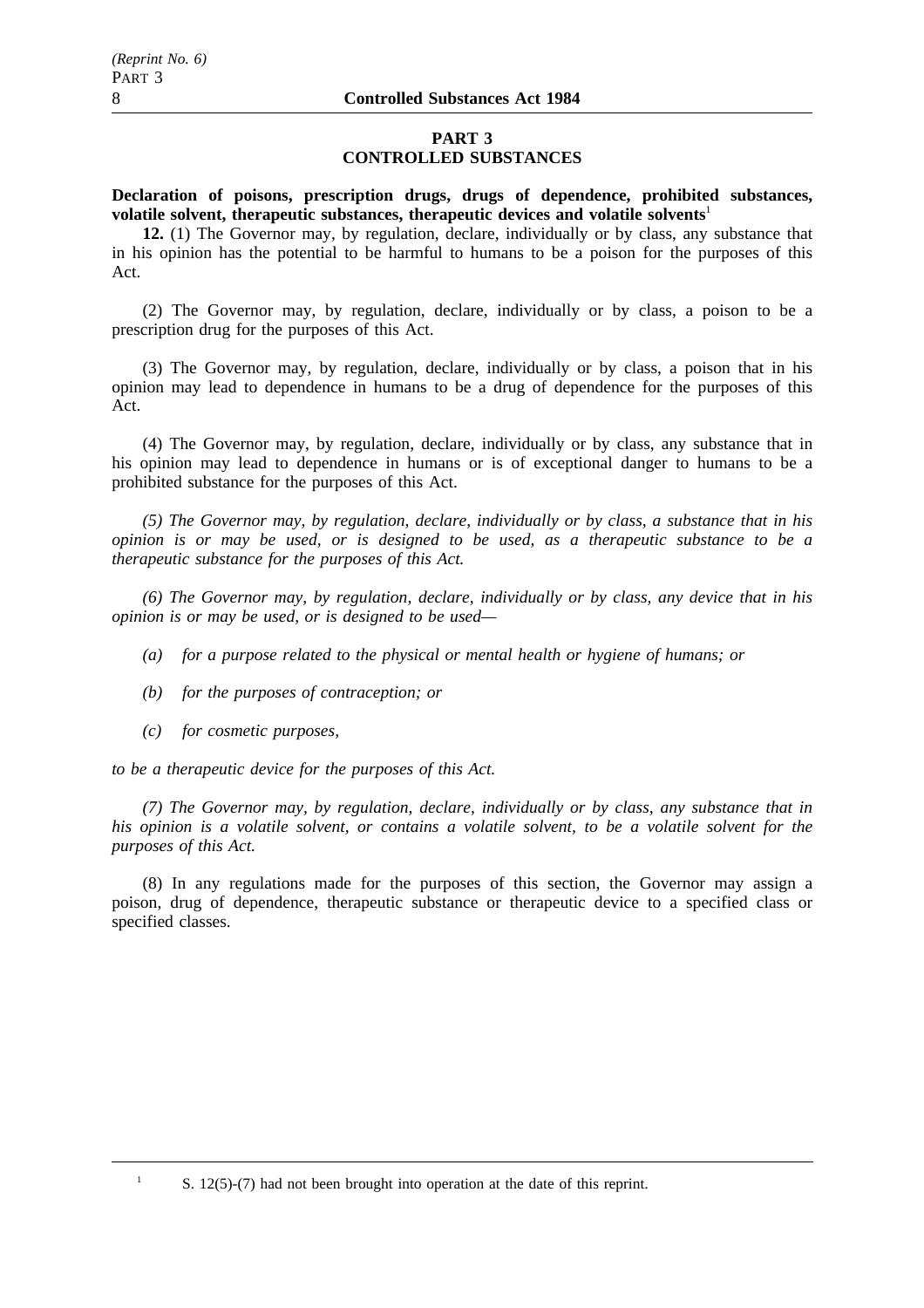## PART 3
## CONTROLLED SUBSTANCES

**Declaration of poisons, prescription drugs, drugs of dependence, prohibited substances, volatile solvent, therapeutic substances, therapeutic devices and volatile solvents**[1]

**12.** (1) The Governor may, by regulation, declare, individually or by class, any substance that in his opinion has the potential to be harmful to humans to be a poison for the purposes of this Act.

(2) The Governor may, by regulation, declare, individually or by class, a poison to be a prescription drug for the purposes of this Act.

(3) The Governor may, by regulation, declare, individually or by class, a poison that in his opinion may lead to dependence in humans to be a drug of dependence for the purposes of this Act.

(4) The Governor may, by regulation, declare, individually or by class, any substance that in his opinion may lead to dependence in humans or is of exceptional danger to humans to be a prohibited substance for the purposes of this Act.

*(5) The Governor may, by regulation, declare, individually or by class, a substance that in his opinion is or may be used, or is designed to be used, as a therapeutic substance to be a therapeutic substance for the purposes of this Act.*

*(6) The Governor may, by regulation, declare, individually or by class, any device that in his opinion is or may be used, or is designed to be used—*

*(a) for a purpose related to the physical or mental health or hygiene of humans; or*

*(b) for the purposes of contraception; or*

*(c) for cosmetic purposes,*

*to be a therapeutic device for the purposes of this Act.*

*(7) The Governor may, by regulation, declare, individually or by class, any substance that in his opinion is a volatile solvent, or contains a volatile solvent, to be a volatile solvent for the purposes of this Act.*

(8) In any regulations made for the purposes of this section, the Governor may assign a poison, drug of dependence, therapeutic substance or therapeutic device to a specified class or specified classes.

---

[1] S. 12(5)-(7) had not been brought into operation at the date of this reprint.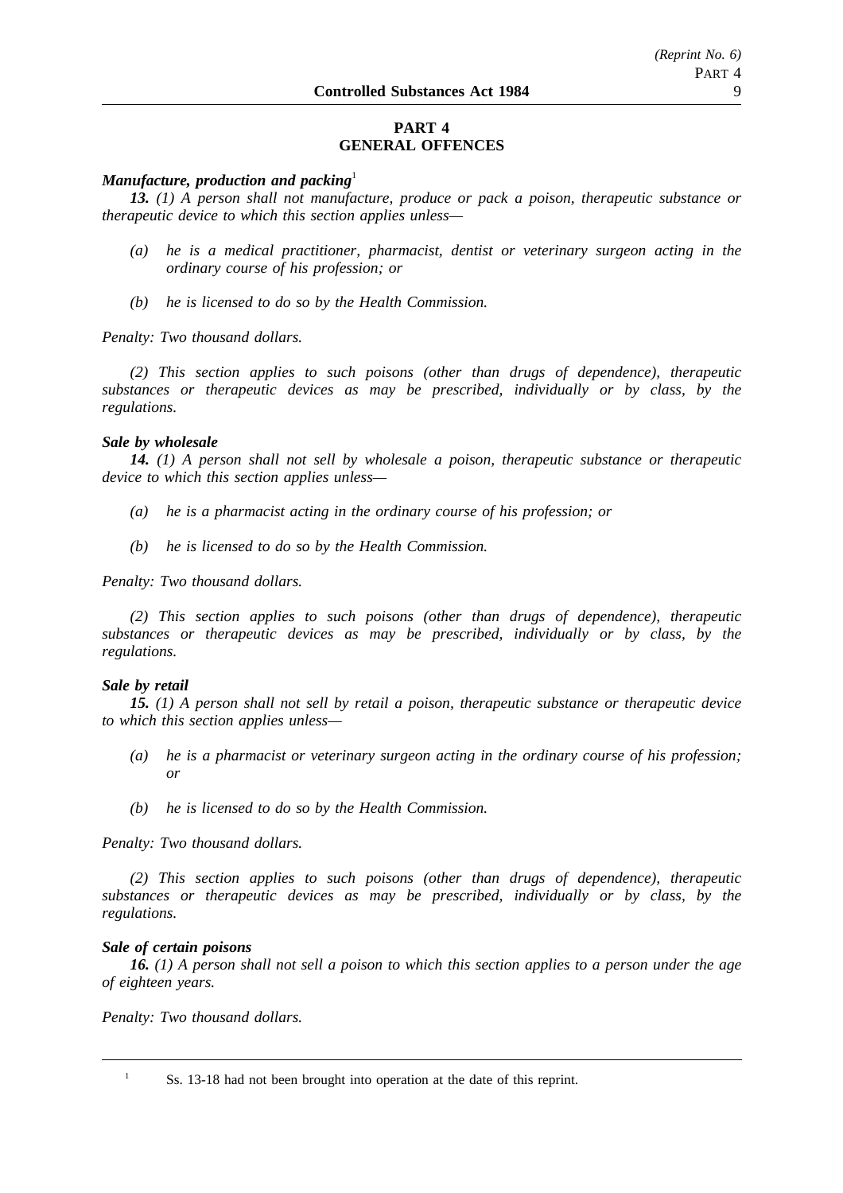## PART 4
## GENERAL OFFENCES

***Manufacture, production and packing***[1]

***13.*** *(1) A person shall not manufacture, produce or pack a poison, therapeutic substance or therapeutic device to which this section applies unless—*

*(a) he is a medical practitioner, pharmacist, dentist or veterinary surgeon acting in the ordinary course of his profession; or*

*(b) he is licensed to do so by the Health Commission.*

*Penalty: Two thousand dollars.*

*(2) This section applies to such poisons (other than drugs of dependence), therapeutic substances or therapeutic devices as may be prescribed, individually or by class, by the regulations.*

***Sale by wholesale***

***14.*** *(1) A person shall not sell by wholesale a poison, therapeutic substance or therapeutic device to which this section applies unless—*

*(a) he is a pharmacist acting in the ordinary course of his profession; or*

*(b) he is licensed to do so by the Health Commission.*

*Penalty: Two thousand dollars.*

*(2) This section applies to such poisons (other than drugs of dependence), therapeutic substances or therapeutic devices as may be prescribed, individually or by class, by the regulations.*

***Sale by retail***

***15.*** *(1) A person shall not sell by retail a poison, therapeutic substance or therapeutic device to which this section applies unless—*

*(a) he is a pharmacist or veterinary surgeon acting in the ordinary course of his profession; or*

*(b) he is licensed to do so by the Health Commission.*

*Penalty: Two thousand dollars.*

*(2) This section applies to such poisons (other than drugs of dependence), therapeutic substances or therapeutic devices as may be prescribed, individually or by class, by the regulations.*

***Sale of certain poisons***

***16.*** *(1) A person shall not sell a poison to which this section applies to a person under the age of eighteen years.*

*Penalty: Two thousand dollars.*

---

[1] Ss. 13-18 had not been brought into operation at the date of this reprint.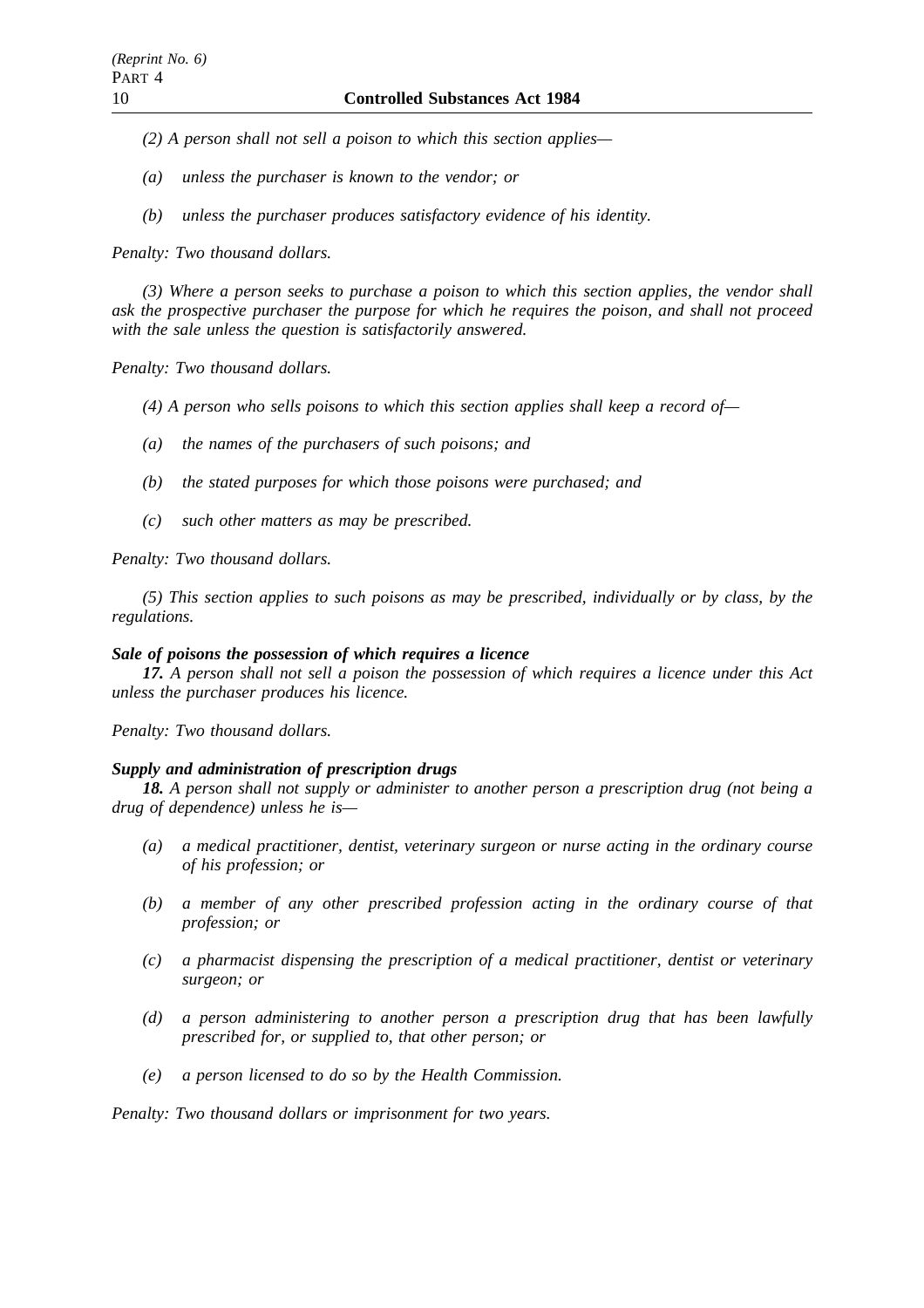*(2) A person shall not sell a poison to which this section applies—*

*(a) unless the purchaser is known to the vendor; or*

*(b) unless the purchaser produces satisfactory evidence of his identity.*

*Penalty: Two thousand dollars.*

*(3) Where a person seeks to purchase a poison to which this section applies, the vendor shall ask the prospective purchaser the purpose for which he requires the poison, and shall not proceed with the sale unless the question is satisfactorily answered.*

*Penalty: Two thousand dollars.*

*(4) A person who sells poisons to which this section applies shall keep a record of—*

*(a) the names of the purchasers of such poisons; and*

*(b) the stated purposes for which those poisons were purchased; and*

*(c) such other matters as may be prescribed.*

*Penalty: Two thousand dollars.*

*(5) This section applies to such poisons as may be prescribed, individually or by class, by the regulations.*

***Sale of poisons the possession of which requires a licence***

***17.*** *A person shall not sell a poison the possession of which requires a licence under this Act unless the purchaser produces his licence.*

*Penalty: Two thousand dollars.*

***Supply and administration of prescription drugs***

***18.*** *A person shall not supply or administer to another person a prescription drug (not being a drug of dependence) unless he is—*

*(a) a medical practitioner, dentist, veterinary surgeon or nurse acting in the ordinary course of his profession; or*

*(b) a member of any other prescribed profession acting in the ordinary course of that profession; or*

*(c) a pharmacist dispensing the prescription of a medical practitioner, dentist or veterinary surgeon; or*

*(d) a person administering to another person a prescription drug that has been lawfully prescribed for, or supplied to, that other person; or*

*(e) a person licensed to do so by the Health Commission.*

*Penalty: Two thousand dollars or imprisonment for two years.*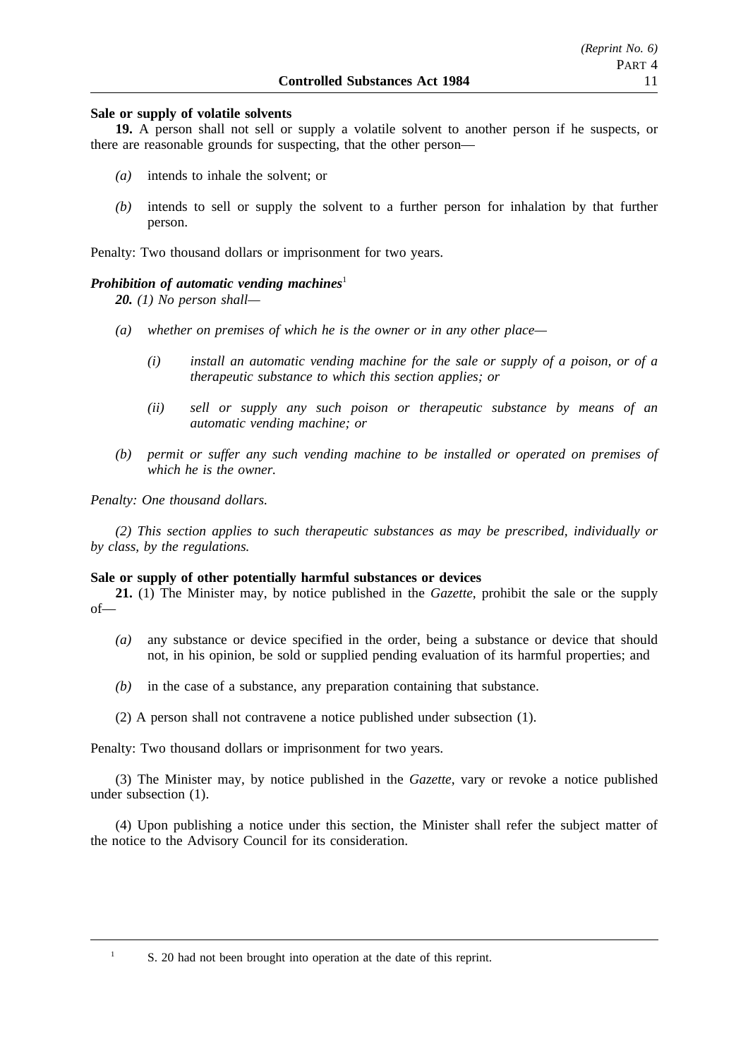**Sale or supply of volatile solvents**

**19.** A person shall not sell or supply a volatile solvent to another person if he suspects, or there are reasonable grounds for suspecting, that the other person—

*(a)* intends to inhale the solvent; or

*(b)* intends to sell or supply the solvent to a further person for inhalation by that further person.

Penalty: Two thousand dollars or imprisonment for two years.

***Prohibition of automatic vending machines***[1]

***20.*** *(1) No person shall—*

*(a) whether on premises of which he is the owner or in any other place—*

*(i) install an automatic vending machine for the sale or supply of a poison, or of a therapeutic substance to which this section applies; or*

*(ii) sell or supply any such poison or therapeutic substance by means of an automatic vending machine; or*

*(b) permit or suffer any such vending machine to be installed or operated on premises of which he is the owner.*

*Penalty: One thousand dollars.*

*(2) This section applies to such therapeutic substances as may be prescribed, individually or by class, by the regulations.*

**Sale or supply of other potentially harmful substances or devices**

**21.** (1) The Minister may, by notice published in the *Gazette*, prohibit the sale or the supply of—

*(a)* any substance or device specified in the order, being a substance or device that should not, in his opinion, be sold or supplied pending evaluation of its harmful properties; and

*(b)* in the case of a substance, any preparation containing that substance.

(2) A person shall not contravene a notice published under subsection (1).

Penalty: Two thousand dollars or imprisonment for two years.

(3) The Minister may, by notice published in the *Gazette*, vary or revoke a notice published under subsection (1).

(4) Upon publishing a notice under this section, the Minister shall refer the subject matter of the notice to the Advisory Council for its consideration.

---

[1] S. 20 had not been brought into operation at the date of this reprint.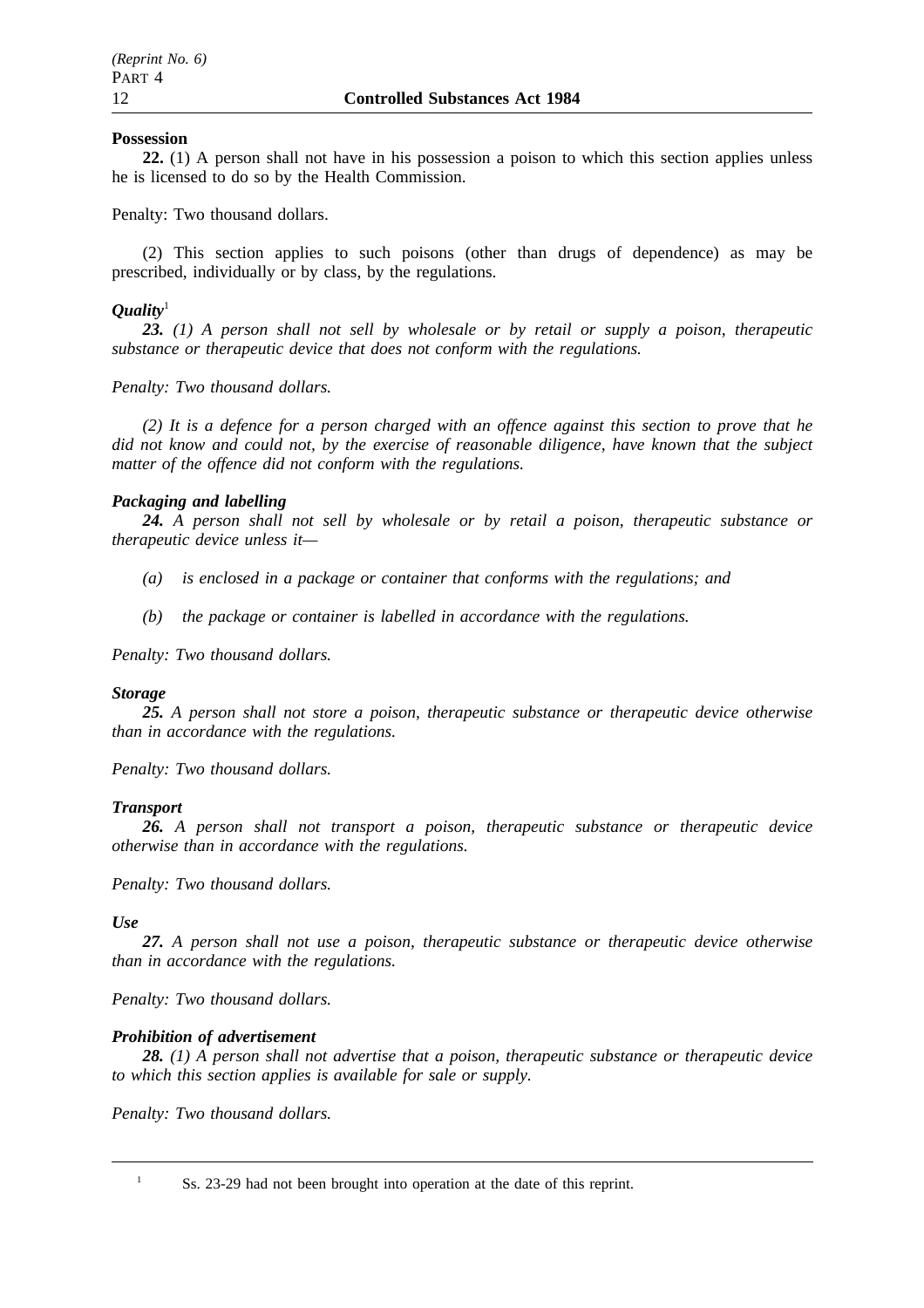**Possession**

**22.** (1) A person shall not have in his possession a poison to which this section applies unless he is licensed to do so by the Health Commission.

Penalty: Two thousand dollars.

(2) This section applies to such poisons (other than drugs of dependence) as may be prescribed, individually or by class, by the regulations.

***Quality***[1]

***23.*** *(1) A person shall not sell by wholesale or by retail or supply a poison, therapeutic substance or therapeutic device that does not conform with the regulations.*

*Penalty: Two thousand dollars.*

*(2) It is a defence for a person charged with an offence against this section to prove that he did not know and could not, by the exercise of reasonable diligence, have known that the subject matter of the offence did not conform with the regulations.*

***Packaging and labelling***

***24.*** *A person shall not sell by wholesale or by retail a poison, therapeutic substance or therapeutic device unless it—*

*(a) is enclosed in a package or container that conforms with the regulations; and*

*(b) the package or container is labelled in accordance with the regulations.*

*Penalty: Two thousand dollars.*

***Storage***

***25.*** *A person shall not store a poison, therapeutic substance or therapeutic device otherwise than in accordance with the regulations.*

*Penalty: Two thousand dollars.*

***Transport***

***26.*** *A person shall not transport a poison, therapeutic substance or therapeutic device otherwise than in accordance with the regulations.*

*Penalty: Two thousand dollars.*

***Use***

***27.*** *A person shall not use a poison, therapeutic substance or therapeutic device otherwise than in accordance with the regulations.*

*Penalty: Two thousand dollars.*

***Prohibition of advertisement***

***28.*** *(1) A person shall not advertise that a poison, therapeutic substance or therapeutic device to which this section applies is available for sale or supply.*

*Penalty: Two thousand dollars.*

---

[1] Ss. 23-29 had not been brought into operation at the date of this reprint.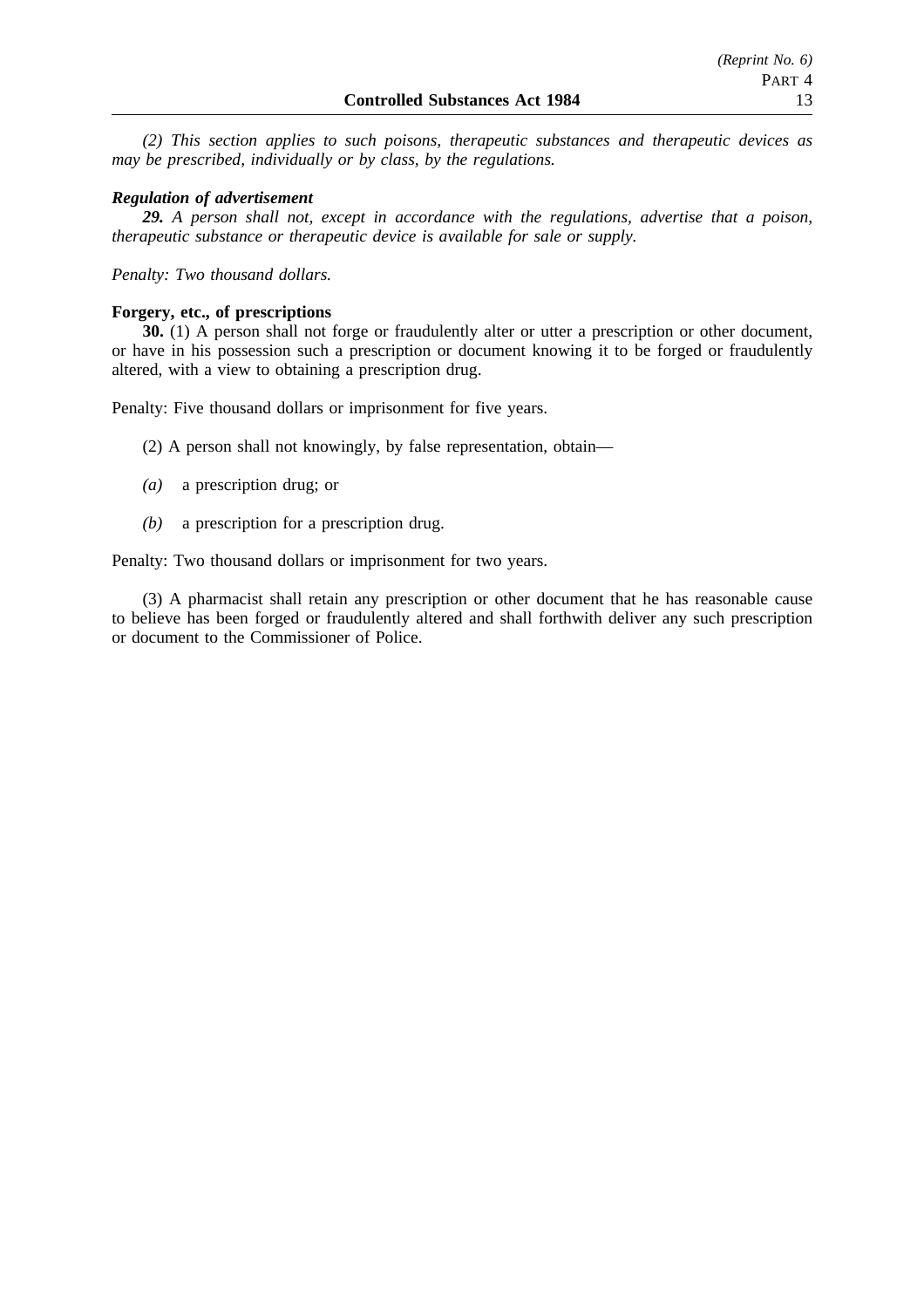*(2) This section applies to such poisons, therapeutic substances and therapeutic devices as may be prescribed, individually or by class, by the regulations.*

***Regulation of advertisement***

***29.*** *A person shall not, except in accordance with the regulations, advertise that a poison, therapeutic substance or therapeutic device is available for sale or supply.*

*Penalty: Two thousand dollars.*

**Forgery, etc., of prescriptions**

**30.** (1) A person shall not forge or fraudulently alter or utter a prescription or other document, or have in his possession such a prescription or document knowing it to be forged or fraudulently altered, with a view to obtaining a prescription drug.

Penalty: Five thousand dollars or imprisonment for five years.

(2) A person shall not knowingly, by false representation, obtain—

*(a)* a prescription drug; or

*(b)* a prescription for a prescription drug.

Penalty: Two thousand dollars or imprisonment for two years.

(3) A pharmacist shall retain any prescription or other document that he has reasonable cause to believe has been forged or fraudulently altered and shall forthwith deliver any such prescription or document to the Commissioner of Police.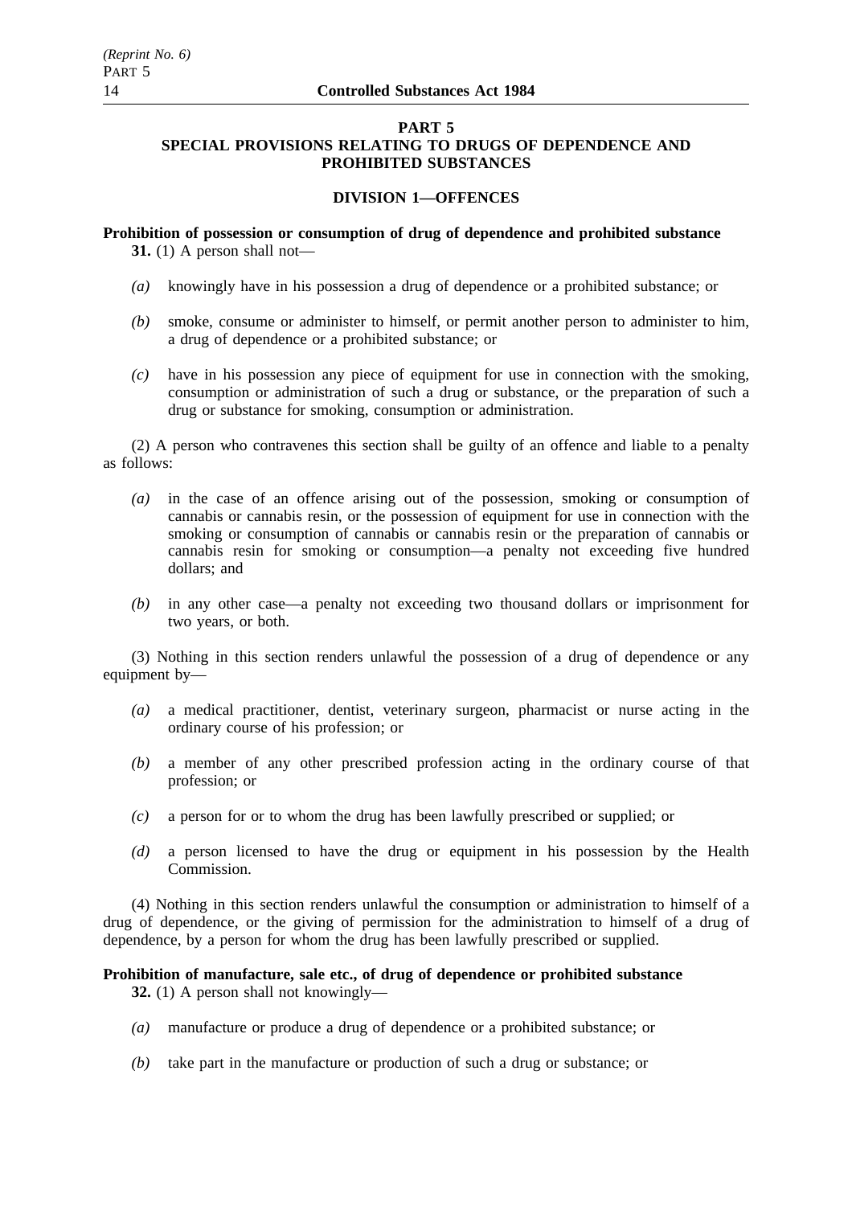## PART 5
## SPECIAL PROVISIONS RELATING TO DRUGS OF DEPENDENCE AND PROHIBITED SUBSTANCES

### DIVISION 1—OFFENCES

**Prohibition of possession or consumption of drug of dependence and prohibited substance**

**31.** (1) A person shall not—

*(a)* knowingly have in his possession a drug of dependence or a prohibited substance; or

*(b)* smoke, consume or administer to himself, or permit another person to administer to him, a drug of dependence or a prohibited substance; or

*(c)* have in his possession any piece of equipment for use in connection with the smoking, consumption or administration of such a drug or substance, or the preparation of such a drug or substance for smoking, consumption or administration.

(2) A person who contravenes this section shall be guilty of an offence and liable to a penalty as follows:

*(a)* in the case of an offence arising out of the possession, smoking or consumption of cannabis or cannabis resin, or the possession of equipment for use in connection with the smoking or consumption of cannabis or cannabis resin or the preparation of cannabis or cannabis resin for smoking or consumption—a penalty not exceeding five hundred dollars; and

*(b)* in any other case—a penalty not exceeding two thousand dollars or imprisonment for two years, or both.

(3) Nothing in this section renders unlawful the possession of a drug of dependence or any equipment by—

*(a)* a medical practitioner, dentist, veterinary surgeon, pharmacist or nurse acting in the ordinary course of his profession; or

*(b)* a member of any other prescribed profession acting in the ordinary course of that profession; or

*(c)* a person for or to whom the drug has been lawfully prescribed or supplied; or

*(d)* a person licensed to have the drug or equipment in his possession by the Health Commission.

(4) Nothing in this section renders unlawful the consumption or administration to himself of a drug of dependence, or the giving of permission for the administration to himself of a drug of dependence, by a person for whom the drug has been lawfully prescribed or supplied.

**Prohibition of manufacture, sale etc., of drug of dependence or prohibited substance**

**32.** (1) A person shall not knowingly—

*(a)* manufacture or produce a drug of dependence or a prohibited substance; or

*(b)* take part in the manufacture or production of such a drug or substance; or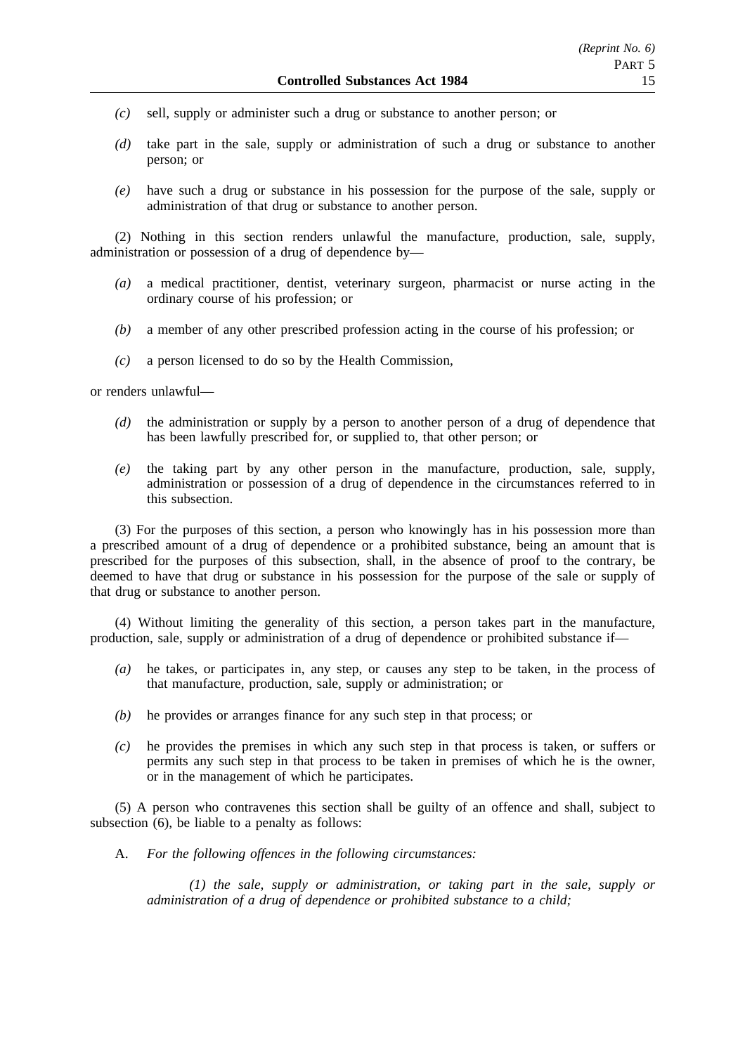*(c)* sell, supply or administer such a drug or substance to another person; or

*(d)* take part in the sale, supply or administration of such a drug or substance to another person; or

*(e)* have such a drug or substance in his possession for the purpose of the sale, supply or administration of that drug or substance to another person.

(2) Nothing in this section renders unlawful the manufacture, production, sale, supply, administration or possession of a drug of dependence by—

*(a)* a medical practitioner, dentist, veterinary surgeon, pharmacist or nurse acting in the ordinary course of his profession; or

*(b)* a member of any other prescribed profession acting in the course of his profession; or

*(c)* a person licensed to do so by the Health Commission,

or renders unlawful—

*(d)* the administration or supply by a person to another person of a drug of dependence that has been lawfully prescribed for, or supplied to, that other person; or

*(e)* the taking part by any other person in the manufacture, production, sale, supply, administration or possession of a drug of dependence in the circumstances referred to in this subsection.

(3) For the purposes of this section, a person who knowingly has in his possession more than a prescribed amount of a drug of dependence or a prohibited substance, being an amount that is prescribed for the purposes of this subsection, shall, in the absence of proof to the contrary, be deemed to have that drug or substance in his possession for the purpose of the sale or supply of that drug or substance to another person.

(4) Without limiting the generality of this section, a person takes part in the manufacture, production, sale, supply or administration of a drug of dependence or prohibited substance if—

*(a)* he takes, or participates in, any step, or causes any step to be taken, in the process of that manufacture, production, sale, supply or administration; or

*(b)* he provides or arranges finance for any such step in that process; or

*(c)* he provides the premises in which any such step in that process is taken, or suffers or permits any such step in that process to be taken in premises of which he is the owner, or in the management of which he participates.

(5) A person who contravenes this section shall be guilty of an offence and shall, subject to subsection (6), be liable to a penalty as follows:

A. *For the following offences in the following circumstances:*

*(1) the sale, supply or administration, or taking part in the sale, supply or administration of a drug of dependence or prohibited substance to a child;*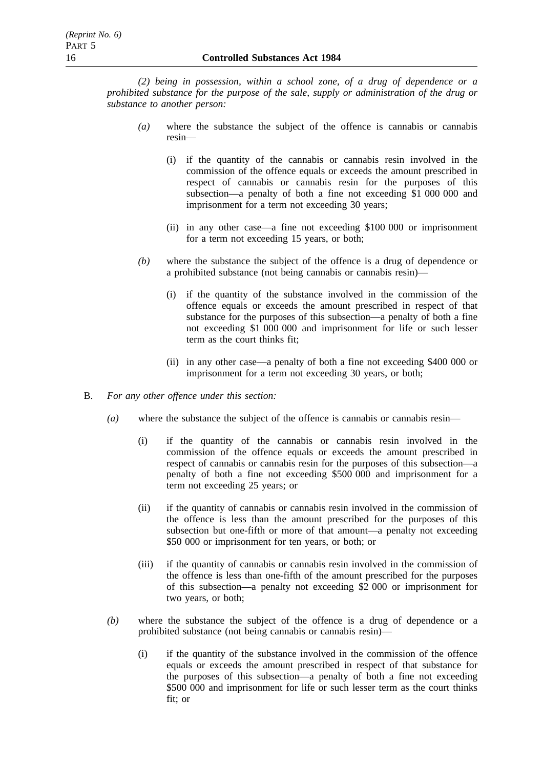*(2) being in possession, within a school zone, of a drug of dependence or a prohibited substance for the purpose of the sale, supply or administration of the drug or substance to another person:*

*(a)* where the substance the subject of the offence is cannabis or cannabis resin—

(i) if the quantity of the cannabis or cannabis resin involved in the commission of the offence equals or exceeds the amount prescribed in respect of cannabis or cannabis resin for the purposes of this subsection—a penalty of both a fine not exceeding $1 000 000 and imprisonment for a term not exceeding 30 years;

(ii) in any other case—a fine not exceeding $100 000 or imprisonment for a term not exceeding 15 years, or both;

*(b)* where the substance the subject of the offence is a drug of dependence or a prohibited substance (not being cannabis or cannabis resin)—

(i) if the quantity of the substance involved in the commission of the offence equals or exceeds the amount prescribed in respect of that substance for the purposes of this subsection—a penalty of both a fine not exceeding $1 000 000 and imprisonment for life or such lesser term as the court thinks fit;

(ii) in any other case—a penalty of both a fine not exceeding $400 000 or imprisonment for a term not exceeding 30 years, or both;

B. *For any other offence under this section:*

*(a)* where the substance the subject of the offence is cannabis or cannabis resin—

(i) if the quantity of the cannabis or cannabis resin involved in the commission of the offence equals or exceeds the amount prescribed in respect of cannabis or cannabis resin for the purposes of this subsection—a penalty of both a fine not exceeding $500 000 and imprisonment for a term not exceeding 25 years; or

(ii) if the quantity of cannabis or cannabis resin involved in the commission of the offence is less than the amount prescribed for the purposes of this subsection but one-fifth or more of that amount—a penalty not exceeding $50 000 or imprisonment for ten years, or both; or

(iii) if the quantity of cannabis or cannabis resin involved in the commission of the offence is less than one-fifth of the amount prescribed for the purposes of this subsection—a penalty not exceeding $2 000 or imprisonment for two years, or both;

*(b)* where the substance the subject of the offence is a drug of dependence or a prohibited substance (not being cannabis or cannabis resin)—

(i) if the quantity of the substance involved in the commission of the offence equals or exceeds the amount prescribed in respect of that substance for the purposes of this subsection—a penalty of both a fine not exceeding $500 000 and imprisonment for life or such lesser term as the court thinks fit; or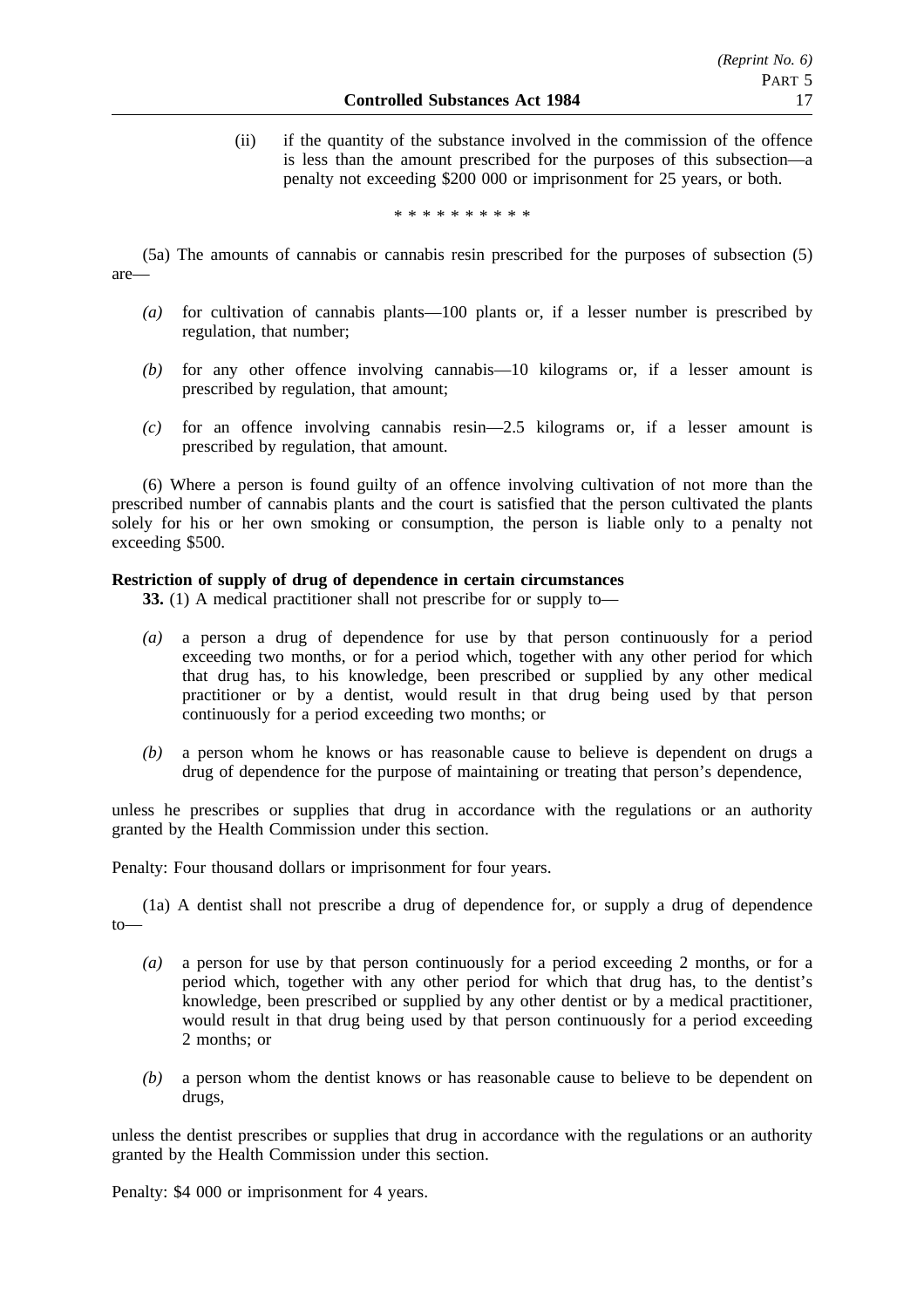(ii) if the quantity of the substance involved in the commission of the offence is less than the amount prescribed for the purposes of this subsection—a penalty not exceeding $200 000 or imprisonment for 25 years, or both.

\* \* \* \* \* \* \* \* \* \*

(5a) The amounts of cannabis or cannabis resin prescribed for the purposes of subsection (5) are—

*(a)* for cultivation of cannabis plants—100 plants or, if a lesser number is prescribed by regulation, that number;

*(b)* for any other offence involving cannabis—10 kilograms or, if a lesser amount is prescribed by regulation, that amount;

*(c)* for an offence involving cannabis resin—2.5 kilograms or, if a lesser amount is prescribed by regulation, that amount.

(6) Where a person is found guilty of an offence involving cultivation of not more than the prescribed number of cannabis plants and the court is satisfied that the person cultivated the plants solely for his or her own smoking or consumption, the person is liable only to a penalty not exceeding $500.

**Restriction of supply of drug of dependence in certain circumstances**

**33.** (1) A medical practitioner shall not prescribe for or supply to—

*(a)* a person a drug of dependence for use by that person continuously for a period exceeding two months, or for a period which, together with any other period for which that drug has, to his knowledge, been prescribed or supplied by any other medical practitioner or by a dentist, would result in that drug being used by that person continuously for a period exceeding two months; or

*(b)* a person whom he knows or has reasonable cause to believe is dependent on drugs a drug of dependence for the purpose of maintaining or treating that person's dependence,

unless he prescribes or supplies that drug in accordance with the regulations or an authority granted by the Health Commission under this section.

Penalty: Four thousand dollars or imprisonment for four years.

(1a) A dentist shall not prescribe a drug of dependence for, or supply a drug of dependence to—

*(a)* a person for use by that person continuously for a period exceeding 2 months, or for a period which, together with any other period for which that drug has, to the dentist's knowledge, been prescribed or supplied by any other dentist or by a medical practitioner, would result in that drug being used by that person continuously for a period exceeding 2 months; or

*(b)* a person whom the dentist knows or has reasonable cause to believe to be dependent on drugs,

unless the dentist prescribes or supplies that drug in accordance with the regulations or an authority granted by the Health Commission under this section.

Penalty: $4 000 or imprisonment for 4 years.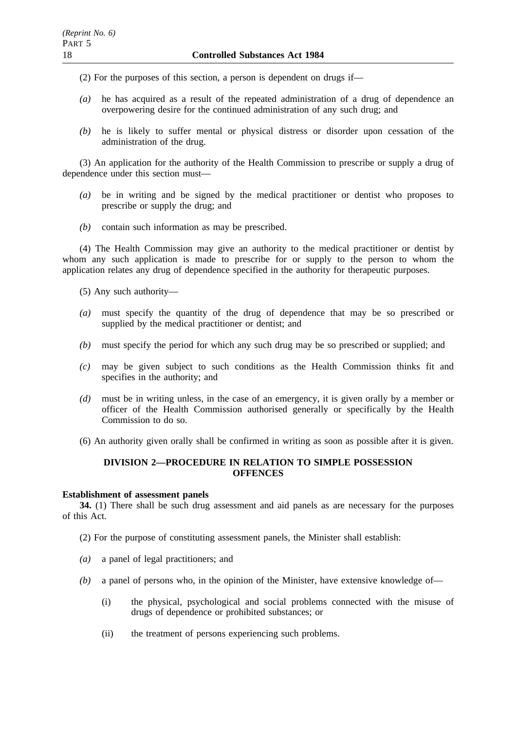(2) For the purposes of this section, a person is dependent on drugs if—

*(a)* he has acquired as a result of the repeated administration of a drug of dependence an overpowering desire for the continued administration of any such drug; and

*(b)* he is likely to suffer mental or physical distress or disorder upon cessation of the administration of the drug.

(3) An application for the authority of the Health Commission to prescribe or supply a drug of dependence under this section must—

*(a)* be in writing and be signed by the medical practitioner or dentist who proposes to prescribe or supply the drug; and

*(b)* contain such information as may be prescribed.

(4) The Health Commission may give an authority to the medical practitioner or dentist by whom any such application is made to prescribe for or supply to the person to whom the application relates any drug of dependence specified in the authority for therapeutic purposes.

(5) Any such authority—

*(a)* must specify the quantity of the drug of dependence that may be so prescribed or supplied by the medical practitioner or dentist; and

*(b)* must specify the period for which any such drug may be so prescribed or supplied; and

*(c)* may be given subject to such conditions as the Health Commission thinks fit and specifies in the authority; and

*(d)* must be in writing unless, in the case of an emergency, it is given orally by a member or officer of the Health Commission authorised generally or specifically by the Health Commission to do so.

(6) An authority given orally shall be confirmed in writing as soon as possible after it is given.

## DIVISION 2—PROCEDURE IN RELATION TO SIMPLE POSSESSION OFFENCES

**Establishment of assessment panels**

**34.** (1) There shall be such drug assessment and aid panels as are necessary for the purposes of this Act.

(2) For the purpose of constituting assessment panels, the Minister shall establish:

*(a)* a panel of legal practitioners; and

*(b)* a panel of persons who, in the opinion of the Minister, have extensive knowledge of—

(i) the physical, psychological and social problems connected with the misuse of drugs of dependence or prohibited substances; or

(ii) the treatment of persons experiencing such problems.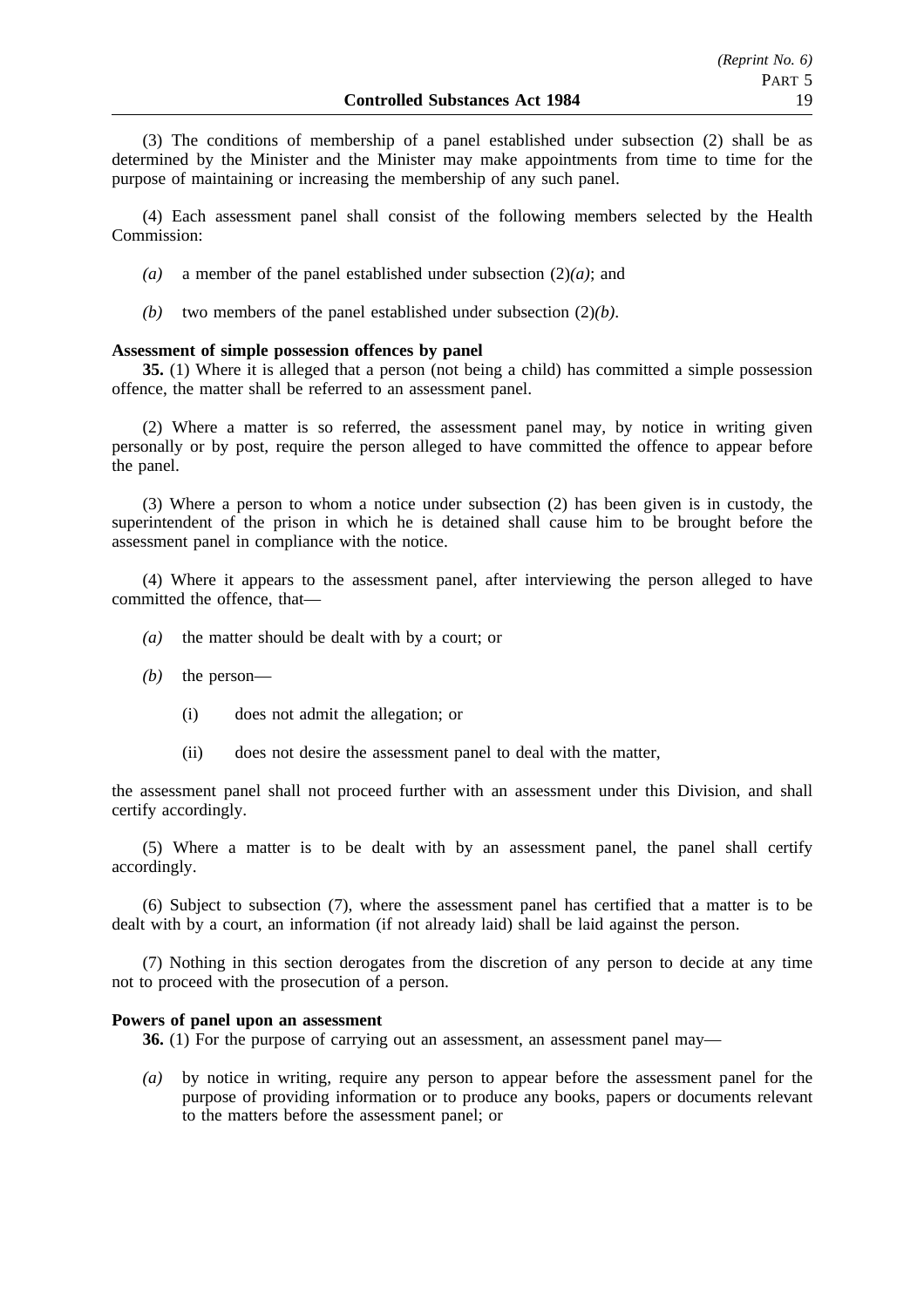(3) The conditions of membership of a panel established under subsection (2) shall be as determined by the Minister and the Minister may make appointments from time to time for the purpose of maintaining or increasing the membership of any such panel.

(4) Each assessment panel shall consist of the following members selected by the Health Commission:

*(a)* a member of the panel established under subsection (2)*(a)*; and

*(b)* two members of the panel established under subsection (2)*(b)*.

**Assessment of simple possession offences by panel**

**35.** (1) Where it is alleged that a person (not being a child) has committed a simple possession offence, the matter shall be referred to an assessment panel.

(2) Where a matter is so referred, the assessment panel may, by notice in writing given personally or by post, require the person alleged to have committed the offence to appear before the panel.

(3) Where a person to whom a notice under subsection (2) has been given is in custody, the superintendent of the prison in which he is detained shall cause him to be brought before the assessment panel in compliance with the notice.

(4) Where it appears to the assessment panel, after interviewing the person alleged to have committed the offence, that—

*(a)* the matter should be dealt with by a court; or

*(b)* the person—

(i) does not admit the allegation; or

(ii) does not desire the assessment panel to deal with the matter,

the assessment panel shall not proceed further with an assessment under this Division, and shall certify accordingly.

(5) Where a matter is to be dealt with by an assessment panel, the panel shall certify accordingly.

(6) Subject to subsection (7), where the assessment panel has certified that a matter is to be dealt with by a court, an information (if not already laid) shall be laid against the person.

(7) Nothing in this section derogates from the discretion of any person to decide at any time not to proceed with the prosecution of a person.

**Powers of panel upon an assessment**

**36.** (1) For the purpose of carrying out an assessment, an assessment panel may—

*(a)* by notice in writing, require any person to appear before the assessment panel for the purpose of providing information or to produce any books, papers or documents relevant to the matters before the assessment panel; or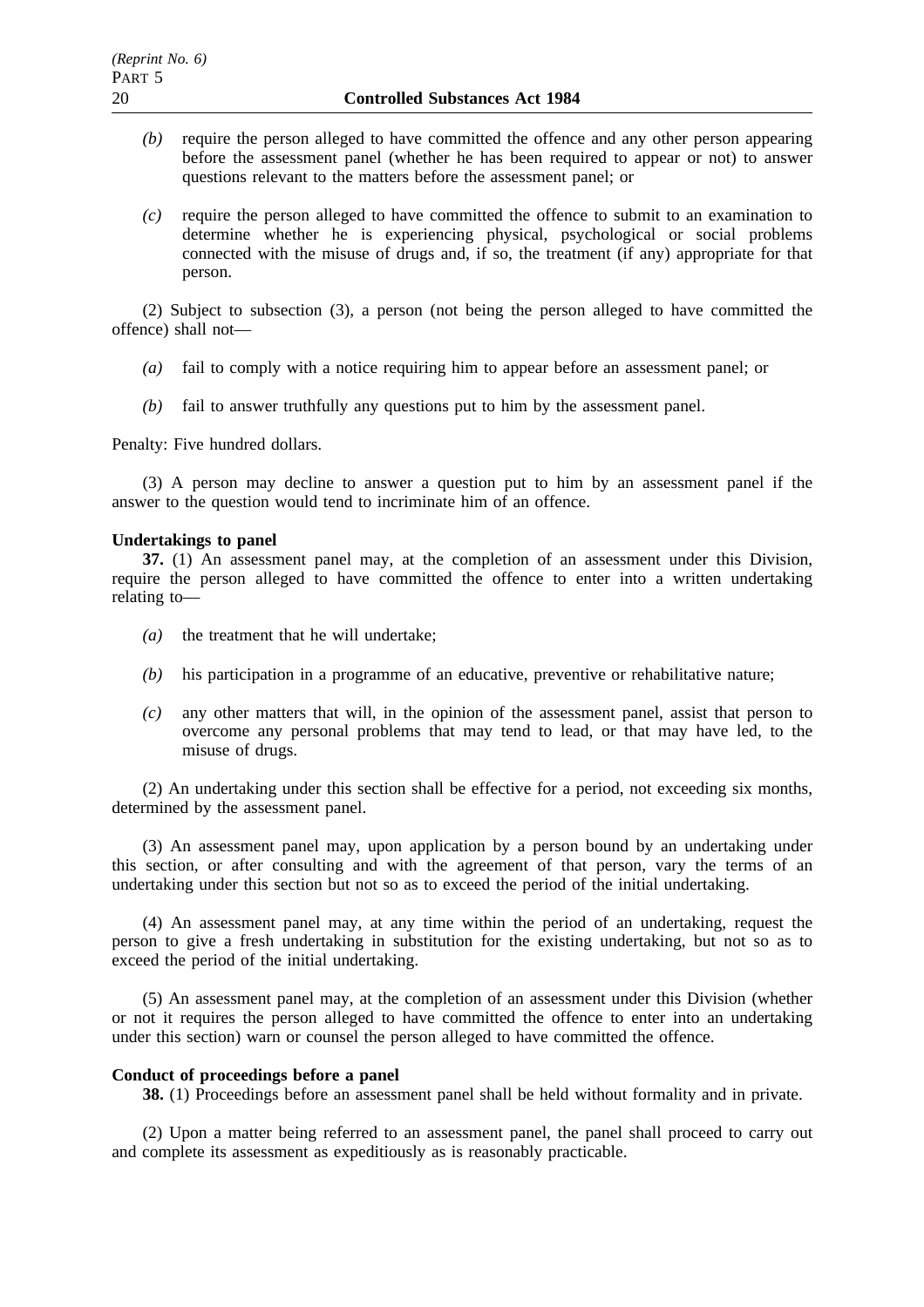*(b)* require the person alleged to have committed the offence and any other person appearing before the assessment panel (whether he has been required to appear or not) to answer questions relevant to the matters before the assessment panel; or

*(c)* require the person alleged to have committed the offence to submit to an examination to determine whether he is experiencing physical, psychological or social problems connected with the misuse of drugs and, if so, the treatment (if any) appropriate for that person.

(2) Subject to subsection (3), a person (not being the person alleged to have committed the offence) shall not—

*(a)* fail to comply with a notice requiring him to appear before an assessment panel; or

*(b)* fail to answer truthfully any questions put to him by the assessment panel.

Penalty: Five hundred dollars.

(3) A person may decline to answer a question put to him by an assessment panel if the answer to the question would tend to incriminate him of an offence.

**Undertakings to panel**

**37.** (1) An assessment panel may, at the completion of an assessment under this Division, require the person alleged to have committed the offence to enter into a written undertaking relating to—

*(a)* the treatment that he will undertake;

*(b)* his participation in a programme of an educative, preventive or rehabilitative nature;

*(c)* any other matters that will, in the opinion of the assessment panel, assist that person to overcome any personal problems that may tend to lead, or that may have led, to the misuse of drugs.

(2) An undertaking under this section shall be effective for a period, not exceeding six months, determined by the assessment panel.

(3) An assessment panel may, upon application by a person bound by an undertaking under this section, or after consulting and with the agreement of that person, vary the terms of an undertaking under this section but not so as to exceed the period of the initial undertaking.

(4) An assessment panel may, at any time within the period of an undertaking, request the person to give a fresh undertaking in substitution for the existing undertaking, but not so as to exceed the period of the initial undertaking.

(5) An assessment panel may, at the completion of an assessment under this Division (whether or not it requires the person alleged to have committed the offence to enter into an undertaking under this section) warn or counsel the person alleged to have committed the offence.

**Conduct of proceedings before a panel**

**38.** (1) Proceedings before an assessment panel shall be held without formality and in private.

(2) Upon a matter being referred to an assessment panel, the panel shall proceed to carry out and complete its assessment as expeditiously as is reasonably practicable.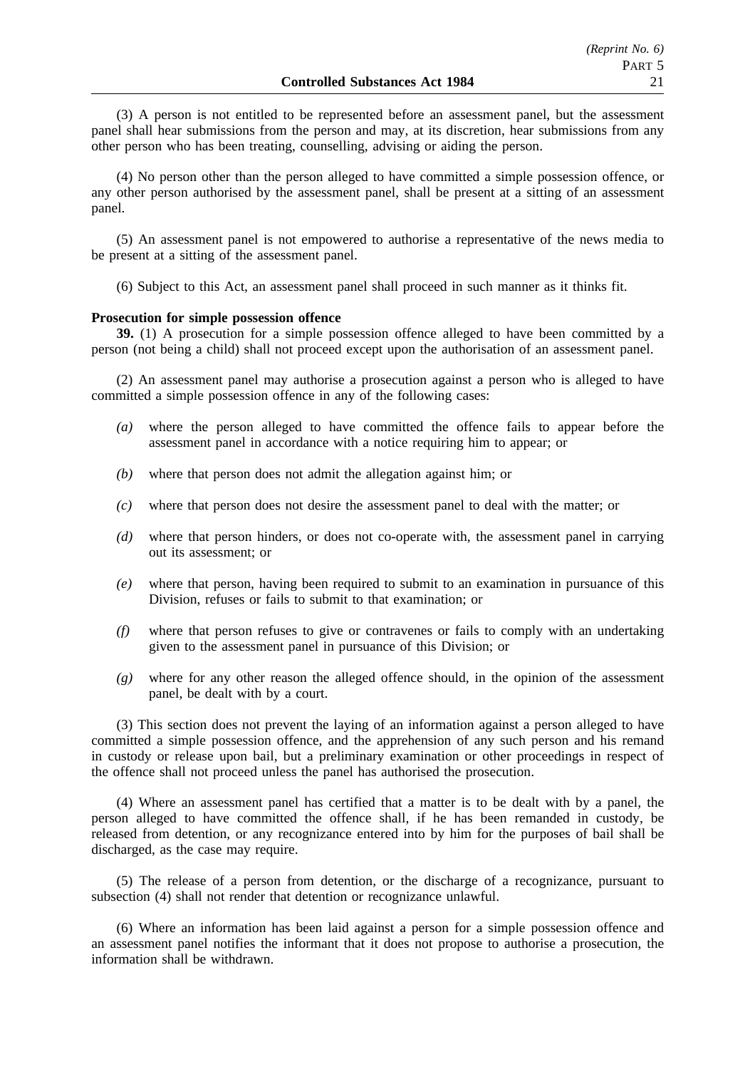(3) A person is not entitled to be represented before an assessment panel, but the assessment panel shall hear submissions from the person and may, at its discretion, hear submissions from any other person who has been treating, counselling, advising or aiding the person.

(4) No person other than the person alleged to have committed a simple possession offence, or any other person authorised by the assessment panel, shall be present at a sitting of an assessment panel.

(5) An assessment panel is not empowered to authorise a representative of the news media to be present at a sitting of the assessment panel.

(6) Subject to this Act, an assessment panel shall proceed in such manner as it thinks fit.

**Prosecution for simple possession offence**

**39.** (1) A prosecution for a simple possession offence alleged to have been committed by a person (not being a child) shall not proceed except upon the authorisation of an assessment panel.

(2) An assessment panel may authorise a prosecution against a person who is alleged to have committed a simple possession offence in any of the following cases:

*(a)* where the person alleged to have committed the offence fails to appear before the assessment panel in accordance with a notice requiring him to appear; or

*(b)* where that person does not admit the allegation against him; or

*(c)* where that person does not desire the assessment panel to deal with the matter; or

*(d)* where that person hinders, or does not co-operate with, the assessment panel in carrying out its assessment; or

*(e)* where that person, having been required to submit to an examination in pursuance of this Division, refuses or fails to submit to that examination; or

*(f)* where that person refuses to give or contravenes or fails to comply with an undertaking given to the assessment panel in pursuance of this Division; or

*(g)* where for any other reason the alleged offence should, in the opinion of the assessment panel, be dealt with by a court.

(3) This section does not prevent the laying of an information against a person alleged to have committed a simple possession offence, and the apprehension of any such person and his remand in custody or release upon bail, but a preliminary examination or other proceedings in respect of the offence shall not proceed unless the panel has authorised the prosecution.

(4) Where an assessment panel has certified that a matter is to be dealt with by a panel, the person alleged to have committed the offence shall, if he has been remanded in custody, be released from detention, or any recognizance entered into by him for the purposes of bail shall be discharged, as the case may require.

(5) The release of a person from detention, or the discharge of a recognizance, pursuant to subsection (4) shall not render that detention or recognizance unlawful.

(6) Where an information has been laid against a person for a simple possession offence and an assessment panel notifies the informant that it does not propose to authorise a prosecution, the information shall be withdrawn.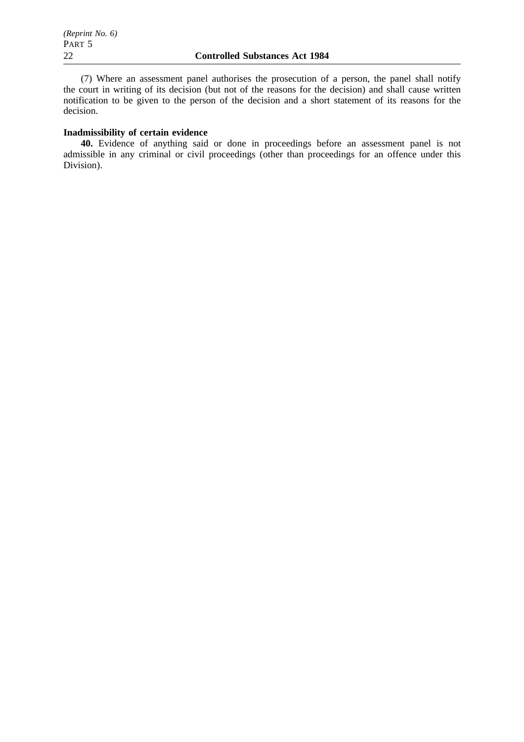(7) Where an assessment panel authorises the prosecution of a person, the panel shall notify the court in writing of its decision (but not of the reasons for the decision) and shall cause written notification to be given to the person of the decision and a short statement of its reasons for the decision.

**Inadmissibility of certain evidence**

**40.** Evidence of anything said or done in proceedings before an assessment panel is not admissible in any criminal or civil proceedings (other than proceedings for an offence under this Division).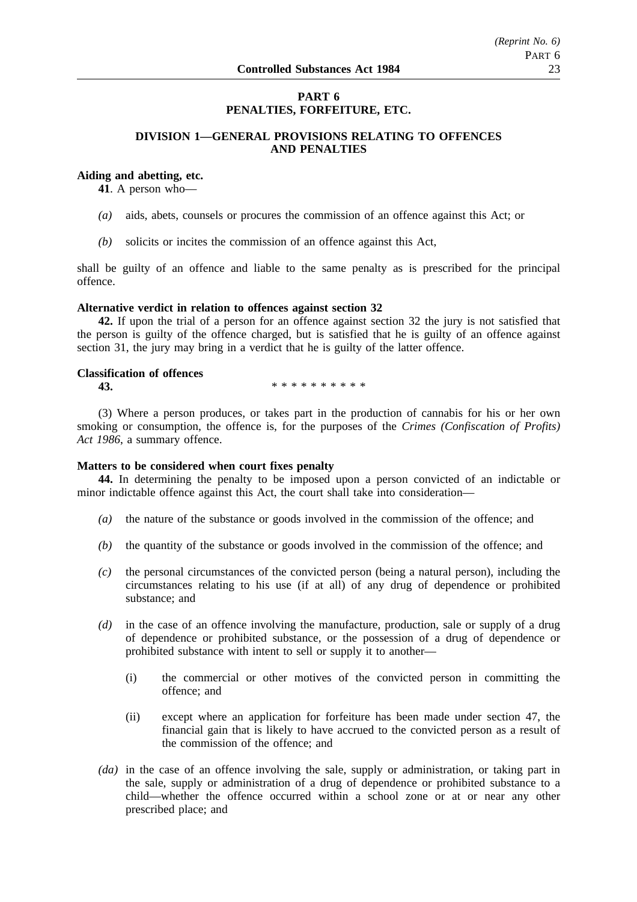## PART 6
## PENALTIES, FORFEITURE, ETC.

### DIVISION 1—GENERAL PROVISIONS RELATING TO OFFENCES AND PENALTIES

**Aiding and abetting, etc.**

**41**. A person who—

*(a)* aids, abets, counsels or procures the commission of an offence against this Act; or

*(b)* solicits or incites the commission of an offence against this Act,

shall be guilty of an offence and liable to the same penalty as is prescribed for the principal offence.

**Alternative verdict in relation to offences against section 32**

**42.** If upon the trial of a person for an offence against section 32 the jury is not satisfied that the person is guilty of the offence charged, but is satisfied that he is guilty of an offence against section 31, the jury may bring in a verdict that he is guilty of the latter offence.

**Classification of offences**

**43.** * * * * * * * * * *

(3) Where a person produces, or takes part in the production of cannabis for his or her own smoking or consumption, the offence is, for the purposes of the *Crimes (Confiscation of Profits) Act 1986*, a summary offence.

**Matters to be considered when court fixes penalty**

**44.** In determining the penalty to be imposed upon a person convicted of an indictable or minor indictable offence against this Act, the court shall take into consideration—

*(a)* the nature of the substance or goods involved in the commission of the offence; and

*(b)* the quantity of the substance or goods involved in the commission of the offence; and

*(c)* the personal circumstances of the convicted person (being a natural person), including the circumstances relating to his use (if at all) of any drug of dependence or prohibited substance; and

*(d)* in the case of an offence involving the manufacture, production, sale or supply of a drug of dependence or prohibited substance, or the possession of a drug of dependence or prohibited substance with intent to sell or supply it to another—

(i) the commercial or other motives of the convicted person in committing the offence; and

(ii) except where an application for forfeiture has been made under section 47, the financial gain that is likely to have accrued to the convicted person as a result of the commission of the offence; and

*(da)* in the case of an offence involving the sale, supply or administration, or taking part in the sale, supply or administration of a drug of dependence or prohibited substance to a child—whether the offence occurred within a school zone or at or near any other prescribed place; and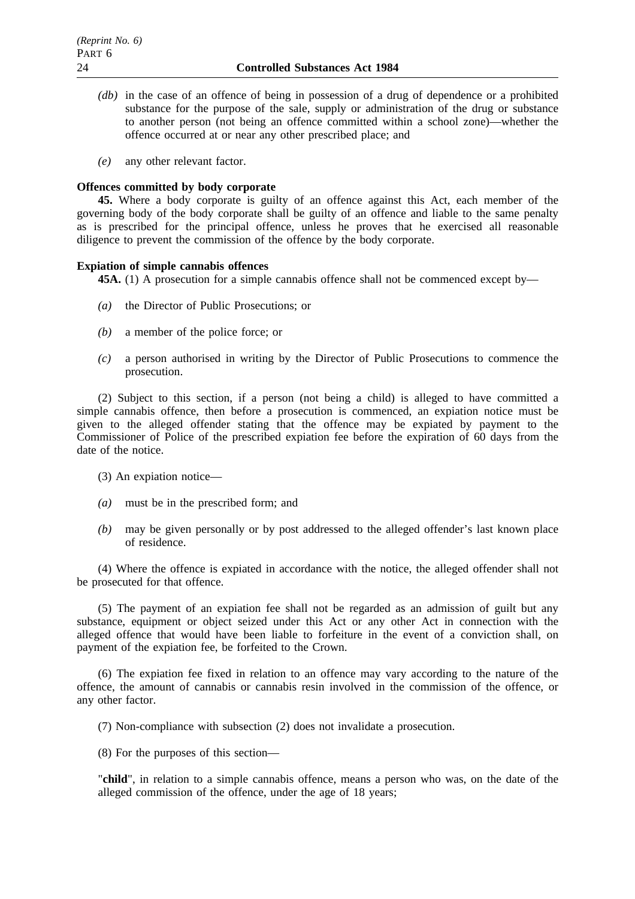*(db)* in the case of an offence of being in possession of a drug of dependence or a prohibited substance for the purpose of the sale, supply or administration of the drug or substance to another person (not being an offence committed within a school zone)—whether the offence occurred at or near any other prescribed place; and

*(e)* any other relevant factor.

**Offences committed by body corporate**

**45.** Where a body corporate is guilty of an offence against this Act, each member of the governing body of the body corporate shall be guilty of an offence and liable to the same penalty as is prescribed for the principal offence, unless he proves that he exercised all reasonable diligence to prevent the commission of the offence by the body corporate.

**Expiation of simple cannabis offences**

**45A.** (1) A prosecution for a simple cannabis offence shall not be commenced except by—

*(a)* the Director of Public Prosecutions; or

*(b)* a member of the police force; or

*(c)* a person authorised in writing by the Director of Public Prosecutions to commence the prosecution.

(2) Subject to this section, if a person (not being a child) is alleged to have committed a simple cannabis offence, then before a prosecution is commenced, an expiation notice must be given to the alleged offender stating that the offence may be expiated by payment to the Commissioner of Police of the prescribed expiation fee before the expiration of 60 days from the date of the notice.

(3) An expiation notice—

*(a)* must be in the prescribed form; and

*(b)* may be given personally or by post addressed to the alleged offender's last known place of residence.

(4) Where the offence is expiated in accordance with the notice, the alleged offender shall not be prosecuted for that offence.

(5) The payment of an expiation fee shall not be regarded as an admission of guilt but any substance, equipment or object seized under this Act or any other Act in connection with the alleged offence that would have been liable to forfeiture in the event of a conviction shall, on payment of the expiation fee, be forfeited to the Crown.

(6) The expiation fee fixed in relation to an offence may vary according to the nature of the offence, the amount of cannabis or cannabis resin involved in the commission of the offence, or any other factor.

(7) Non-compliance with subsection (2) does not invalidate a prosecution.

(8) For the purposes of this section—

"**child**", in relation to a simple cannabis offence, means a person who was, on the date of the alleged commission of the offence, under the age of 18 years;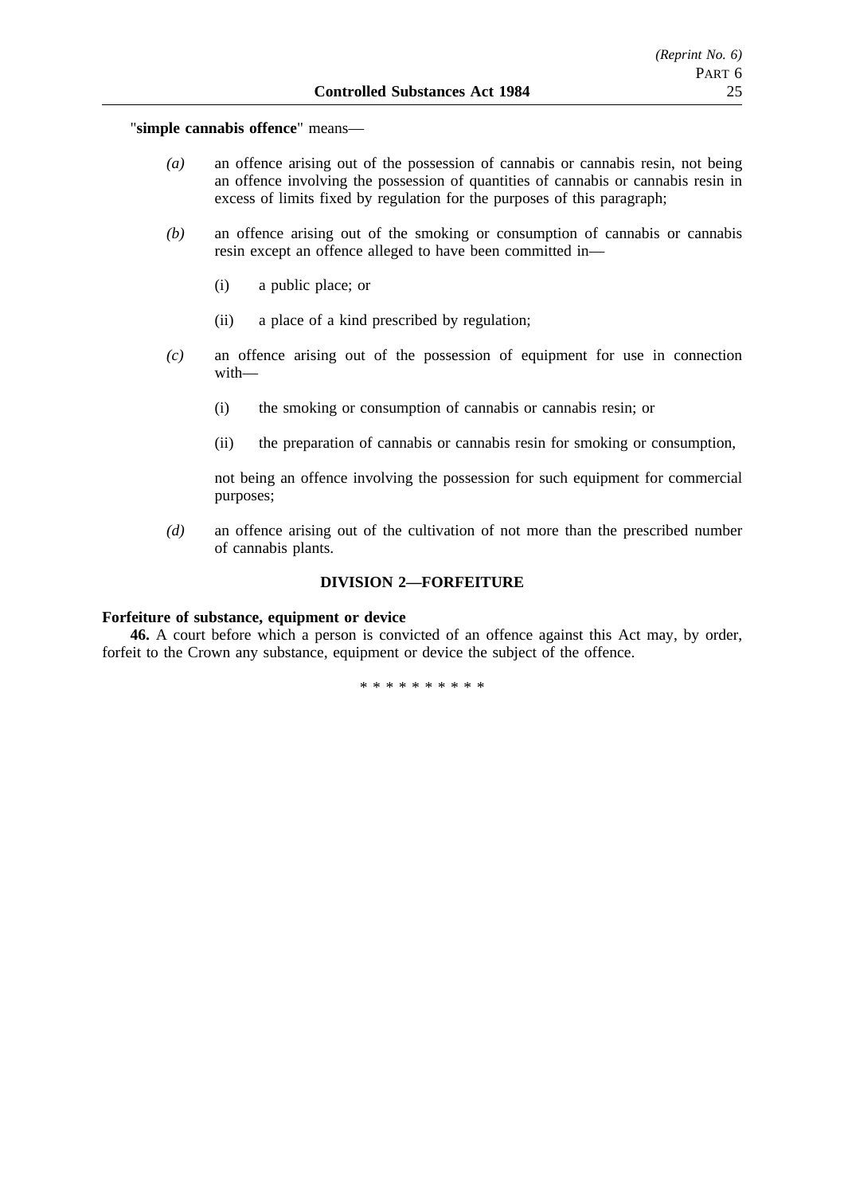"**simple cannabis offence**" means—

*(a)* an offence arising out of the possession of cannabis or cannabis resin, not being an offence involving the possession of quantities of cannabis or cannabis resin in excess of limits fixed by regulation for the purposes of this paragraph;

*(b)* an offence arising out of the smoking or consumption of cannabis or cannabis resin except an offence alleged to have been committed in—

(i) a public place; or

(ii) a place of a kind prescribed by regulation;

*(c)* an offence arising out of the possession of equipment for use in connection with—

(i) the smoking or consumption of cannabis or cannabis resin; or

(ii) the preparation of cannabis or cannabis resin for smoking or consumption,

not being an offence involving the possession for such equipment for commercial purposes;

*(d)* an offence arising out of the cultivation of not more than the prescribed number of cannabis plants.

## DIVISION 2—FORFEITURE

**Forfeiture of substance, equipment or device**

**46.** A court before which a person is convicted of an offence against this Act may, by order, forfeit to the Crown any substance, equipment or device the subject of the offence.

* * * * * * * * * *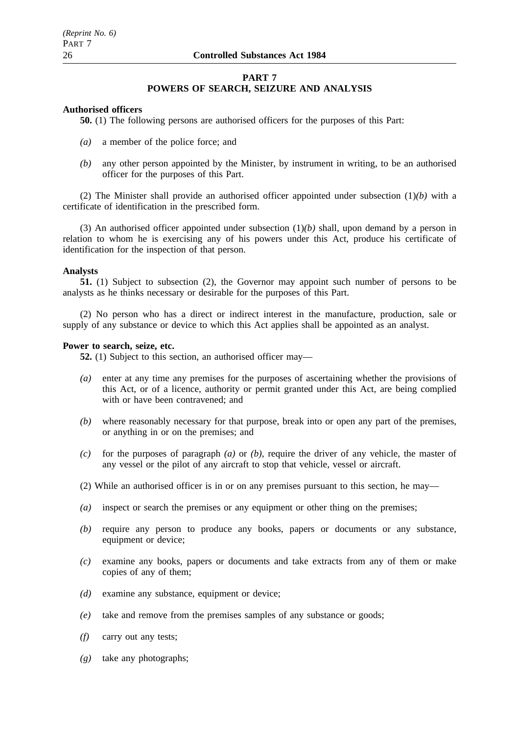## PART 7
## POWERS OF SEARCH, SEIZURE AND ANALYSIS

**Authorised officers**

**50.** (1) The following persons are authorised officers for the purposes of this Part:

*(a)* a member of the police force; and

*(b)* any other person appointed by the Minister, by instrument in writing, to be an authorised officer for the purposes of this Part.

(2) The Minister shall provide an authorised officer appointed under subsection (1)*(b)* with a certificate of identification in the prescribed form.

(3) An authorised officer appointed under subsection (1)*(b)* shall, upon demand by a person in relation to whom he is exercising any of his powers under this Act, produce his certificate of identification for the inspection of that person.

**Analysts**

**51.** (1) Subject to subsection (2), the Governor may appoint such number of persons to be analysts as he thinks necessary or desirable for the purposes of this Part.

(2) No person who has a direct or indirect interest in the manufacture, production, sale or supply of any substance or device to which this Act applies shall be appointed as an analyst.

**Power to search, seize, etc.**

**52.** (1) Subject to this section, an authorised officer may—

*(a)* enter at any time any premises for the purposes of ascertaining whether the provisions of this Act, or of a licence, authority or permit granted under this Act, are being complied with or have been contravened; and

*(b)* where reasonably necessary for that purpose, break into or open any part of the premises, or anything in or on the premises; and

*(c)* for the purposes of paragraph *(a)* or *(b)*, require the driver of any vehicle, the master of any vessel or the pilot of any aircraft to stop that vehicle, vessel or aircraft.

(2) While an authorised officer is in or on any premises pursuant to this section, he may—

*(a)* inspect or search the premises or any equipment or other thing on the premises;

*(b)* require any person to produce any books, papers or documents or any substance, equipment or device;

*(c)* examine any books, papers or documents and take extracts from any of them or make copies of any of them;

*(d)* examine any substance, equipment or device;

*(e)* take and remove from the premises samples of any substance or goods;

*(f)* carry out any tests;

*(g)* take any photographs;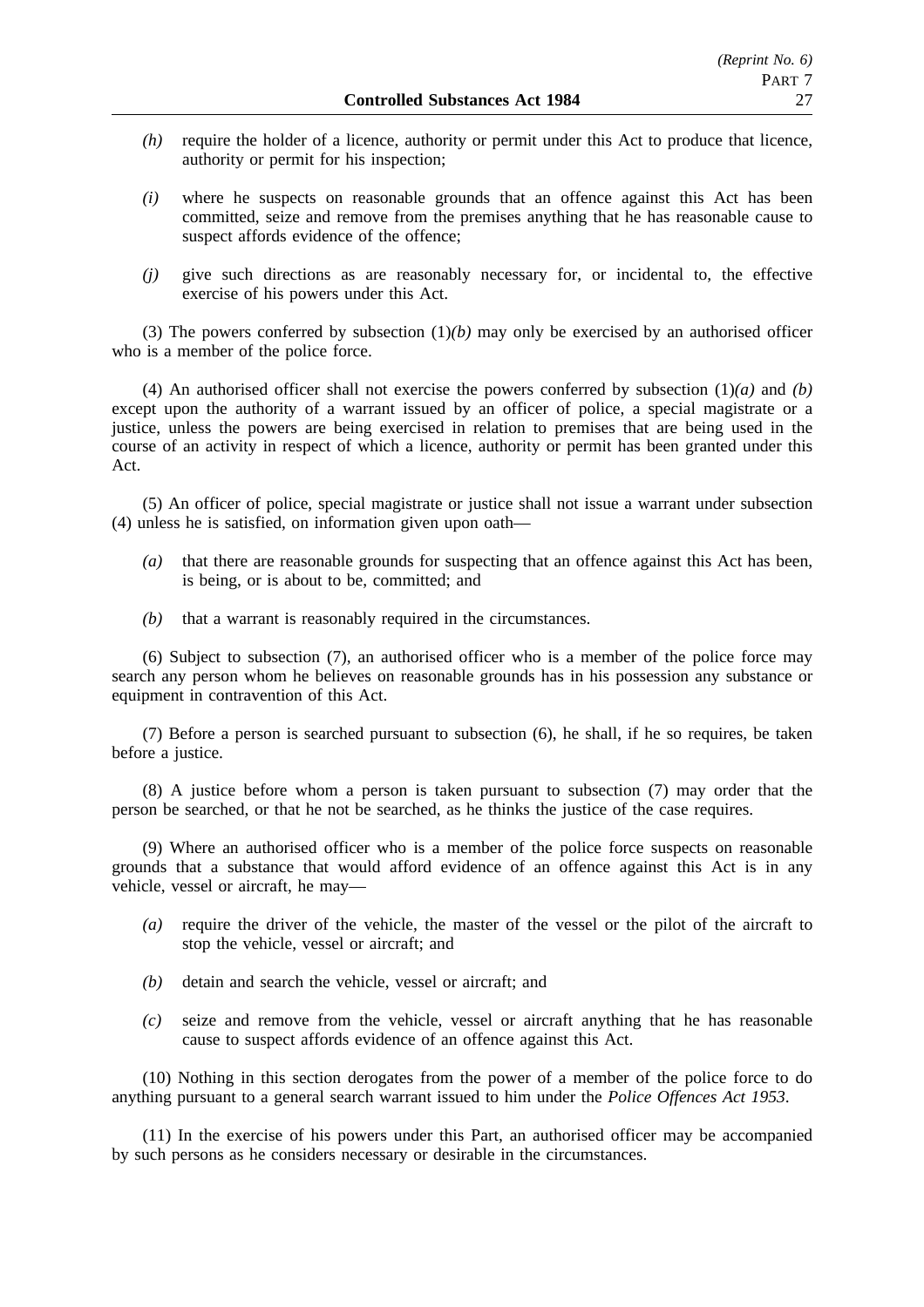*(h)* require the holder of a licence, authority or permit under this Act to produce that licence, authority or permit for his inspection;

*(i)* where he suspects on reasonable grounds that an offence against this Act has been committed, seize and remove from the premises anything that he has reasonable cause to suspect affords evidence of the offence;

*(j)* give such directions as are reasonably necessary for, or incidental to, the effective exercise of his powers under this Act.

(3) The powers conferred by subsection (1)*(b)* may only be exercised by an authorised officer who is a member of the police force.

(4) An authorised officer shall not exercise the powers conferred by subsection (1)*(a)* and *(b)* except upon the authority of a warrant issued by an officer of police, a special magistrate or a justice, unless the powers are being exercised in relation to premises that are being used in the course of an activity in respect of which a licence, authority or permit has been granted under this Act.

(5) An officer of police, special magistrate or justice shall not issue a warrant under subsection (4) unless he is satisfied, on information given upon oath—

*(a)* that there are reasonable grounds for suspecting that an offence against this Act has been, is being, or is about to be, committed; and

*(b)* that a warrant is reasonably required in the circumstances.

(6) Subject to subsection (7), an authorised officer who is a member of the police force may search any person whom he believes on reasonable grounds has in his possession any substance or equipment in contravention of this Act.

(7) Before a person is searched pursuant to subsection (6), he shall, if he so requires, be taken before a justice.

(8) A justice before whom a person is taken pursuant to subsection (7) may order that the person be searched, or that he not be searched, as he thinks the justice of the case requires.

(9) Where an authorised officer who is a member of the police force suspects on reasonable grounds that a substance that would afford evidence of an offence against this Act is in any vehicle, vessel or aircraft, he may—

*(a)* require the driver of the vehicle, the master of the vessel or the pilot of the aircraft to stop the vehicle, vessel or aircraft; and

*(b)* detain and search the vehicle, vessel or aircraft; and

*(c)* seize and remove from the vehicle, vessel or aircraft anything that he has reasonable cause to suspect affords evidence of an offence against this Act.

(10) Nothing in this section derogates from the power of a member of the police force to do anything pursuant to a general search warrant issued to him under the *Police Offences Act 1953*.

(11) In the exercise of his powers under this Part, an authorised officer may be accompanied by such persons as he considers necessary or desirable in the circumstances.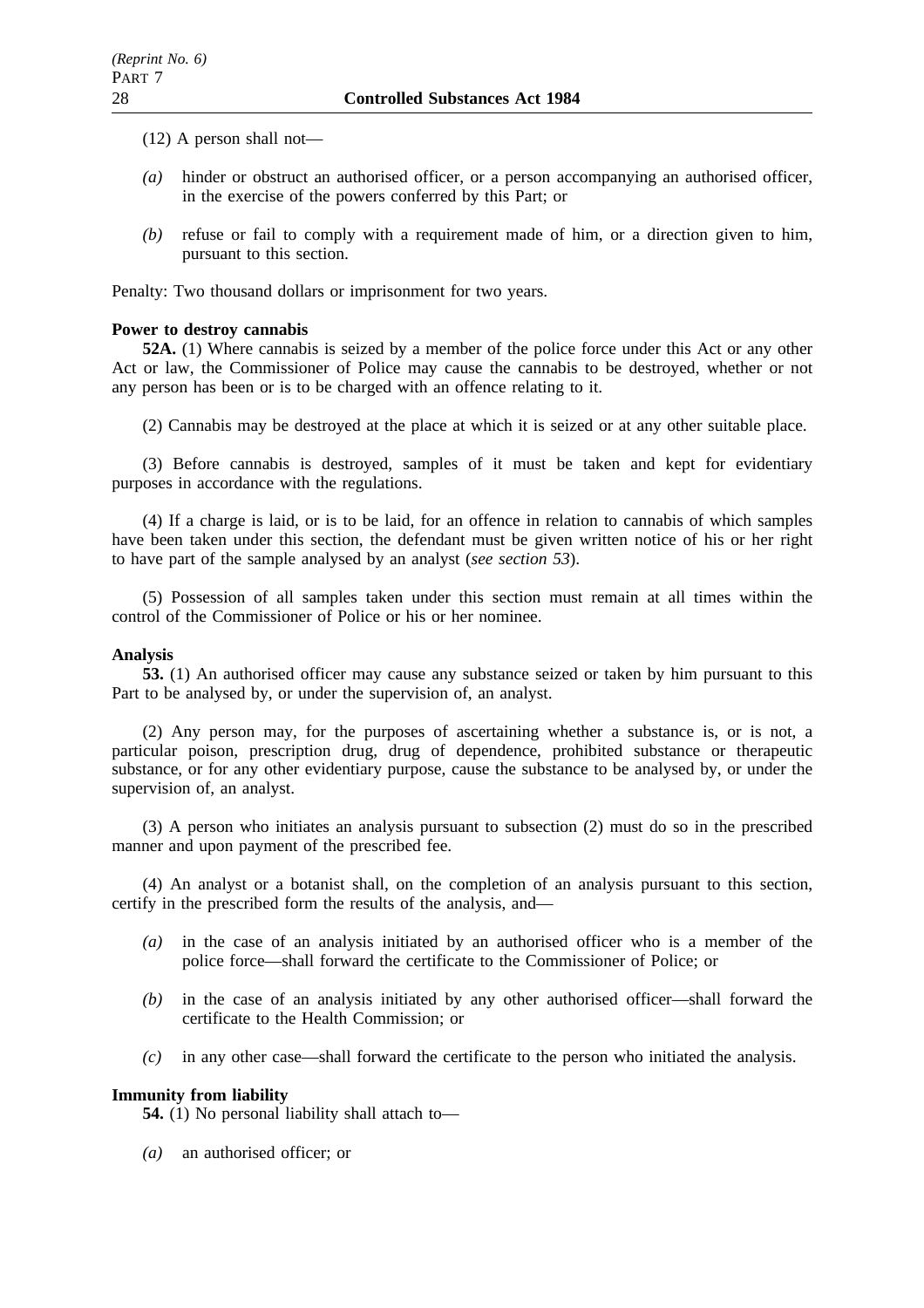(12) A person shall not—

*(a)* hinder or obstruct an authorised officer, or a person accompanying an authorised officer, in the exercise of the powers conferred by this Part; or

*(b)* refuse or fail to comply with a requirement made of him, or a direction given to him, pursuant to this section.

Penalty: Two thousand dollars or imprisonment for two years.

**Power to destroy cannabis**

**52A.** (1) Where cannabis is seized by a member of the police force under this Act or any other Act or law, the Commissioner of Police may cause the cannabis to be destroyed, whether or not any person has been or is to be charged with an offence relating to it.

(2) Cannabis may be destroyed at the place at which it is seized or at any other suitable place.

(3) Before cannabis is destroyed, samples of it must be taken and kept for evidentiary purposes in accordance with the regulations.

(4) If a charge is laid, or is to be laid, for an offence in relation to cannabis of which samples have been taken under this section, the defendant must be given written notice of his or her right to have part of the sample analysed by an analyst (*see section 53*).

(5) Possession of all samples taken under this section must remain at all times within the control of the Commissioner of Police or his or her nominee.

**Analysis**

**53.** (1) An authorised officer may cause any substance seized or taken by him pursuant to this Part to be analysed by, or under the supervision of, an analyst.

(2) Any person may, for the purposes of ascertaining whether a substance is, or is not, a particular poison, prescription drug, drug of dependence, prohibited substance or therapeutic substance, or for any other evidentiary purpose, cause the substance to be analysed by, or under the supervision of, an analyst.

(3) A person who initiates an analysis pursuant to subsection (2) must do so in the prescribed manner and upon payment of the prescribed fee.

(4) An analyst or a botanist shall, on the completion of an analysis pursuant to this section, certify in the prescribed form the results of the analysis, and—

*(a)* in the case of an analysis initiated by an authorised officer who is a member of the police force—shall forward the certificate to the Commissioner of Police; or

*(b)* in the case of an analysis initiated by any other authorised officer—shall forward the certificate to the Health Commission; or

*(c)* in any other case—shall forward the certificate to the person who initiated the analysis.

**Immunity from liability**

**54.** (1) No personal liability shall attach to—

*(a)* an authorised officer; or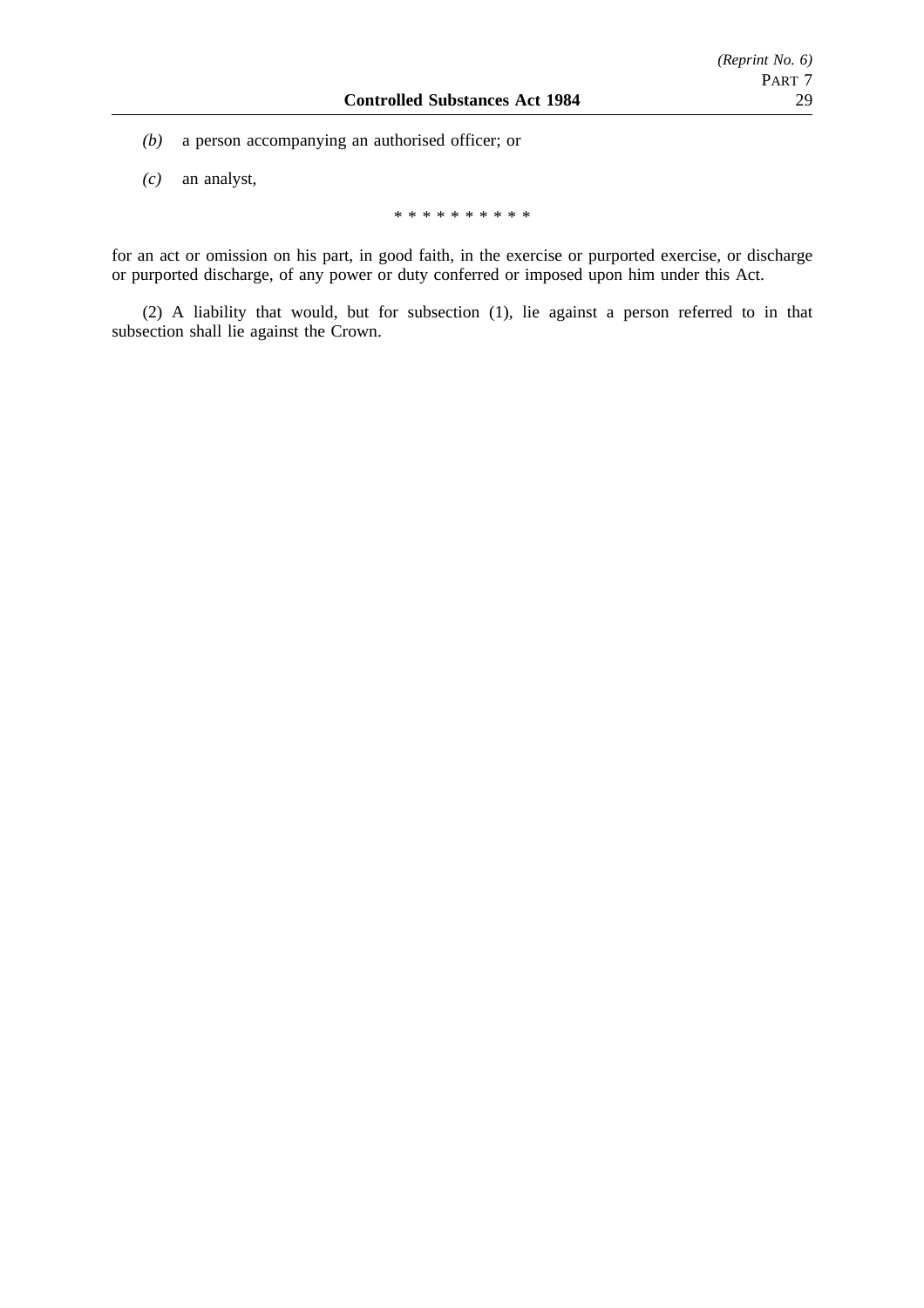*(b)* a person accompanying an authorised officer; or

*(c)* an analyst,

\* \* \* \* \* \* \* \* \* \*

for an act or omission on his part, in good faith, in the exercise or purported exercise, or discharge or purported discharge, of any power or duty conferred or imposed upon him under this Act.

(2) A liability that would, but for subsection (1), lie against a person referred to in that subsection shall lie against the Crown.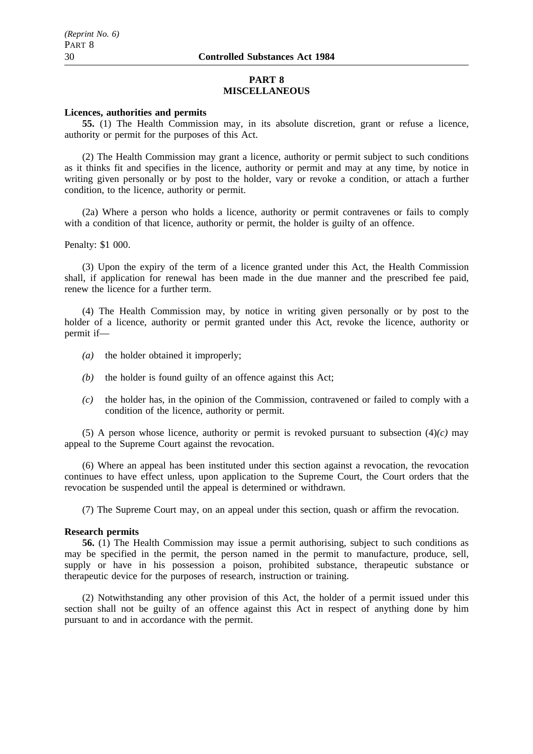## PART 8
## MISCELLANEOUS

**Licences, authorities and permits**

**55.** (1) The Health Commission may, in its absolute discretion, grant or refuse a licence, authority or permit for the purposes of this Act.

(2) The Health Commission may grant a licence, authority or permit subject to such conditions as it thinks fit and specifies in the licence, authority or permit and may at any time, by notice in writing given personally or by post to the holder, vary or revoke a condition, or attach a further condition, to the licence, authority or permit.

(2a) Where a person who holds a licence, authority or permit contravenes or fails to comply with a condition of that licence, authority or permit, the holder is guilty of an offence.

Penalty: $1 000.

(3) Upon the expiry of the term of a licence granted under this Act, the Health Commission shall, if application for renewal has been made in the due manner and the prescribed fee paid, renew the licence for a further term.

(4) The Health Commission may, by notice in writing given personally or by post to the holder of a licence, authority or permit granted under this Act, revoke the licence, authority or permit if—

- *(a)* the holder obtained it improperly;
- *(b)* the holder is found guilty of an offence against this Act;
- *(c)* the holder has, in the opinion of the Commission, contravened or failed to comply with a condition of the licence, authority or permit.

(5) A person whose licence, authority or permit is revoked pursuant to subsection (4)*(c)* may appeal to the Supreme Court against the revocation.

(6) Where an appeal has been instituted under this section against a revocation, the revocation continues to have effect unless, upon application to the Supreme Court, the Court orders that the revocation be suspended until the appeal is determined or withdrawn.

(7) The Supreme Court may, on an appeal under this section, quash or affirm the revocation.

**Research permits**

**56.** (1) The Health Commission may issue a permit authorising, subject to such conditions as may be specified in the permit, the person named in the permit to manufacture, produce, sell, supply or have in his possession a poison, prohibited substance, therapeutic substance or therapeutic device for the purposes of research, instruction or training.

(2) Notwithstanding any other provision of this Act, the holder of a permit issued under this section shall not be guilty of an offence against this Act in respect of anything done by him pursuant to and in accordance with the permit.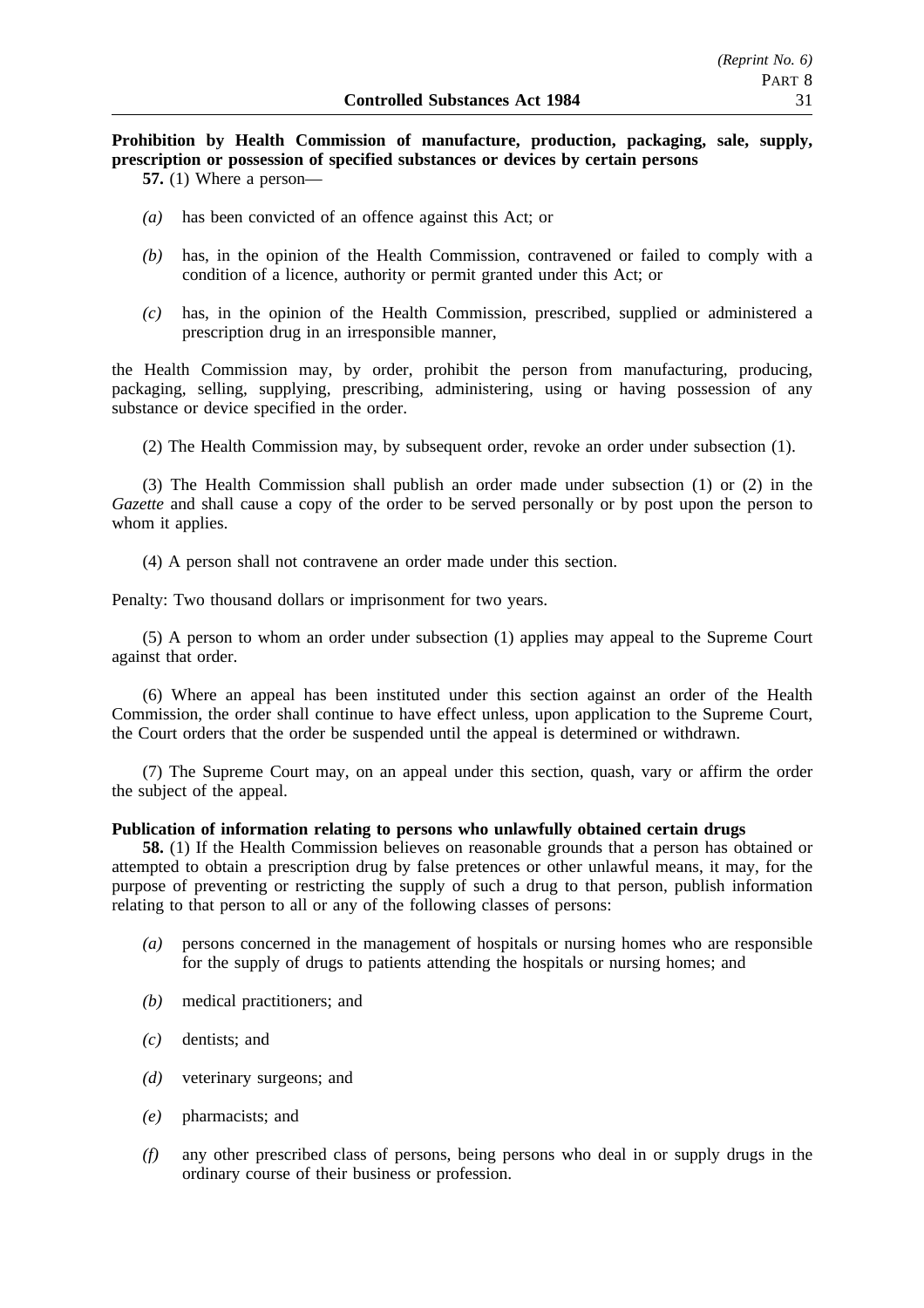**Prohibition by Health Commission of manufacture, production, packaging, sale, supply, prescription or possession of specified substances or devices by certain persons**

**57.** (1) Where a person—

*(a)* has been convicted of an offence against this Act; or

*(b)* has, in the opinion of the Health Commission, contravened or failed to comply with a condition of a licence, authority or permit granted under this Act; or

*(c)* has, in the opinion of the Health Commission, prescribed, supplied or administered a prescription drug in an irresponsible manner,

the Health Commission may, by order, prohibit the person from manufacturing, producing, packaging, selling, supplying, prescribing, administering, using or having possession of any substance or device specified in the order.

(2) The Health Commission may, by subsequent order, revoke an order under subsection (1).

(3) The Health Commission shall publish an order made under subsection (1) or (2) in the *Gazette* and shall cause a copy of the order to be served personally or by post upon the person to whom it applies.

(4) A person shall not contravene an order made under this section.

Penalty: Two thousand dollars or imprisonment for two years.

(5) A person to whom an order under subsection (1) applies may appeal to the Supreme Court against that order.

(6) Where an appeal has been instituted under this section against an order of the Health Commission, the order shall continue to have effect unless, upon application to the Supreme Court, the Court orders that the order be suspended until the appeal is determined or withdrawn.

(7) The Supreme Court may, on an appeal under this section, quash, vary or affirm the order the subject of the appeal.

**Publication of information relating to persons who unlawfully obtained certain drugs**

**58.** (1) If the Health Commission believes on reasonable grounds that a person has obtained or attempted to obtain a prescription drug by false pretences or other unlawful means, it may, for the purpose of preventing or restricting the supply of such a drug to that person, publish information relating to that person to all or any of the following classes of persons:

*(a)* persons concerned in the management of hospitals or nursing homes who are responsible for the supply of drugs to patients attending the hospitals or nursing homes; and

*(b)* medical practitioners; and

*(c)* dentists; and

*(d)* veterinary surgeons; and

*(e)* pharmacists; and

*(f)* any other prescribed class of persons, being persons who deal in or supply drugs in the ordinary course of their business or profession.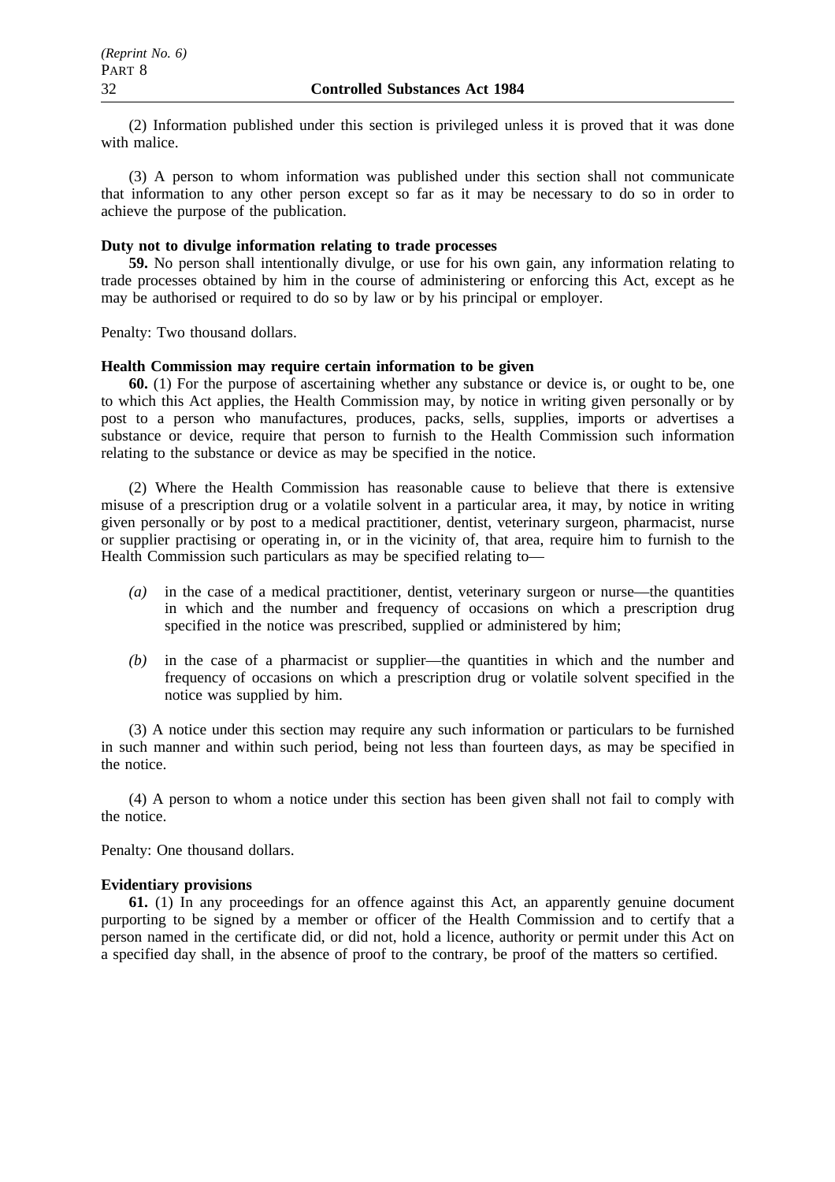(2) Information published under this section is privileged unless it is proved that it was done with malice.

(3) A person to whom information was published under this section shall not communicate that information to any other person except so far as it may be necessary to do so in order to achieve the purpose of the publication.

**Duty not to divulge information relating to trade processes**

**59.** No person shall intentionally divulge, or use for his own gain, any information relating to trade processes obtained by him in the course of administering or enforcing this Act, except as he may be authorised or required to do so by law or by his principal or employer.

Penalty: Two thousand dollars.

**Health Commission may require certain information to be given**

**60.** (1) For the purpose of ascertaining whether any substance or device is, or ought to be, one to which this Act applies, the Health Commission may, by notice in writing given personally or by post to a person who manufactures, produces, packs, sells, supplies, imports or advertises a substance or device, require that person to furnish to the Health Commission such information relating to the substance or device as may be specified in the notice.

(2) Where the Health Commission has reasonable cause to believe that there is extensive misuse of a prescription drug or a volatile solvent in a particular area, it may, by notice in writing given personally or by post to a medical practitioner, dentist, veterinary surgeon, pharmacist, nurse or supplier practising or operating in, or in the vicinity of, that area, require him to furnish to the Health Commission such particulars as may be specified relating to—

*(a)* in the case of a medical practitioner, dentist, veterinary surgeon or nurse—the quantities in which and the number and frequency of occasions on which a prescription drug specified in the notice was prescribed, supplied or administered by him;

*(b)* in the case of a pharmacist or supplier—the quantities in which and the number and frequency of occasions on which a prescription drug or volatile solvent specified in the notice was supplied by him.

(3) A notice under this section may require any such information or particulars to be furnished in such manner and within such period, being not less than fourteen days, as may be specified in the notice.

(4) A person to whom a notice under this section has been given shall not fail to comply with the notice.

Penalty: One thousand dollars.

**Evidentiary provisions**

**61.** (1) In any proceedings for an offence against this Act, an apparently genuine document purporting to be signed by a member or officer of the Health Commission and to certify that a person named in the certificate did, or did not, hold a licence, authority or permit under this Act on a specified day shall, in the absence of proof to the contrary, be proof of the matters so certified.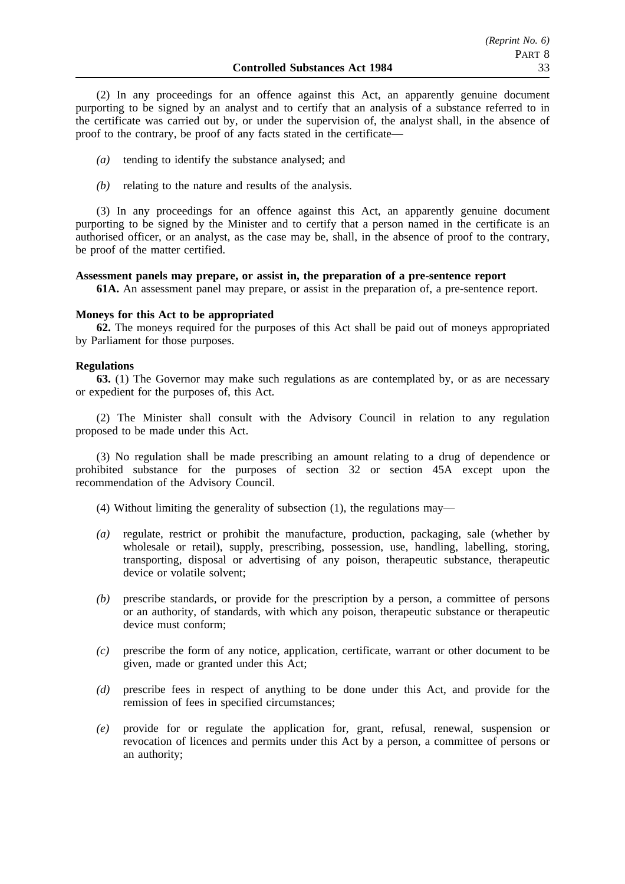(2) In any proceedings for an offence against this Act, an apparently genuine document purporting to be signed by an analyst and to certify that an analysis of a substance referred to in the certificate was carried out by, or under the supervision of, the analyst shall, in the absence of proof to the contrary, be proof of any facts stated in the certificate—

*(a)* tending to identify the substance analysed; and

*(b)* relating to the nature and results of the analysis.

(3) In any proceedings for an offence against this Act, an apparently genuine document purporting to be signed by the Minister and to certify that a person named in the certificate is an authorised officer, or an analyst, as the case may be, shall, in the absence of proof to the contrary, be proof of the matter certified.

**Assessment panels may prepare, or assist in, the preparation of a pre-sentence report**

**61A.** An assessment panel may prepare, or assist in the preparation of, a pre-sentence report.

**Moneys for this Act to be appropriated**

**62.** The moneys required for the purposes of this Act shall be paid out of moneys appropriated by Parliament for those purposes.

**Regulations**

**63.** (1) The Governor may make such regulations as are contemplated by, or as are necessary or expedient for the purposes of, this Act.

(2) The Minister shall consult with the Advisory Council in relation to any regulation proposed to be made under this Act.

(3) No regulation shall be made prescribing an amount relating to a drug of dependence or prohibited substance for the purposes of section 32 or section 45A except upon the recommendation of the Advisory Council.

(4) Without limiting the generality of subsection (1), the regulations may—

*(a)* regulate, restrict or prohibit the manufacture, production, packaging, sale (whether by wholesale or retail), supply, prescribing, possession, use, handling, labelling, storing, transporting, disposal or advertising of any poison, therapeutic substance, therapeutic device or volatile solvent;

*(b)* prescribe standards, or provide for the prescription by a person, a committee of persons or an authority, of standards, with which any poison, therapeutic substance or therapeutic device must conform;

*(c)* prescribe the form of any notice, application, certificate, warrant or other document to be given, made or granted under this Act;

*(d)* prescribe fees in respect of anything to be done under this Act, and provide for the remission of fees in specified circumstances;

*(e)* provide for or regulate the application for, grant, refusal, renewal, suspension or revocation of licences and permits under this Act by a person, a committee of persons or an authority;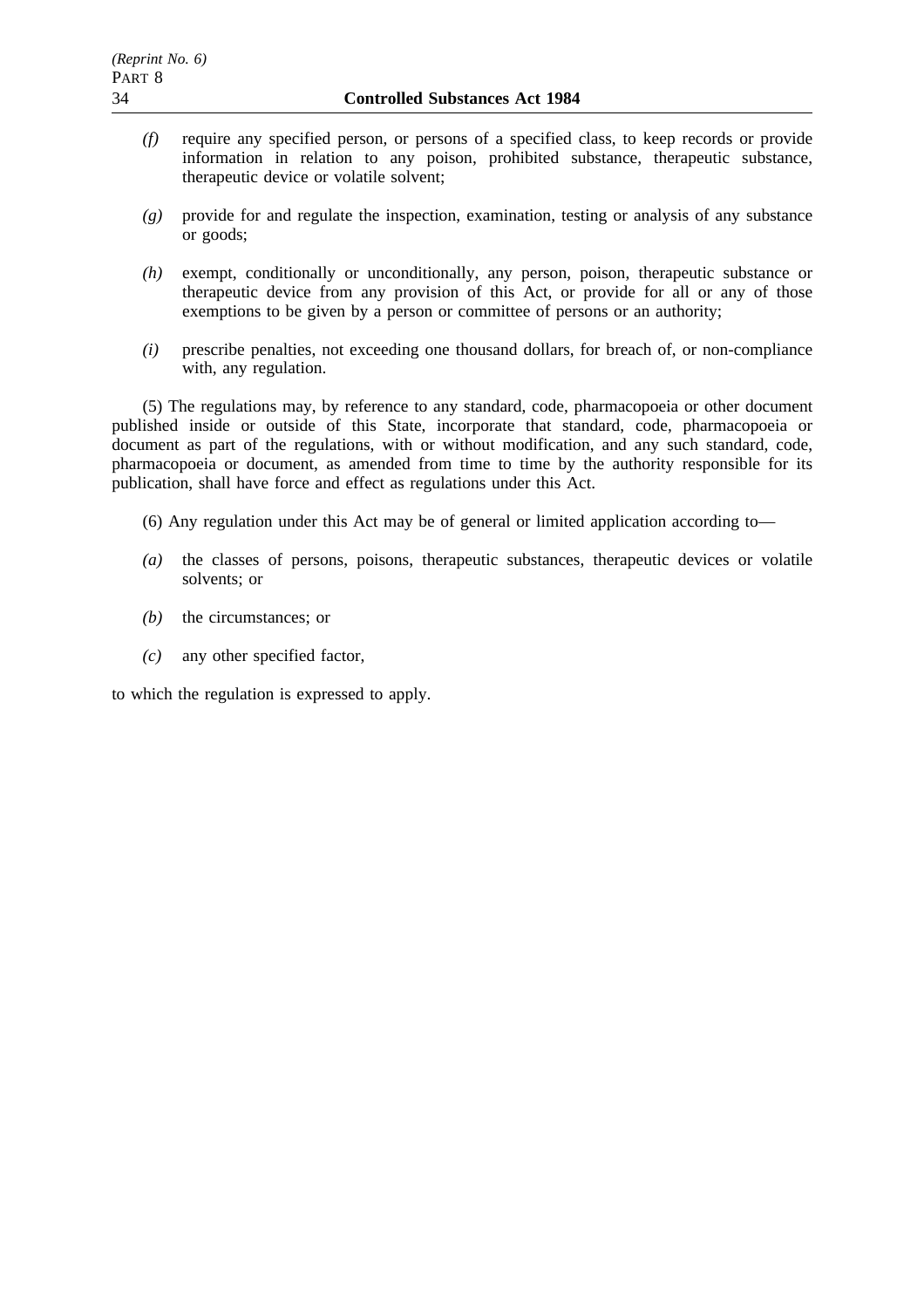*(f)* require any specified person, or persons of a specified class, to keep records or provide information in relation to any poison, prohibited substance, therapeutic substance, therapeutic device or volatile solvent;

*(g)* provide for and regulate the inspection, examination, testing or analysis of any substance or goods;

*(h)* exempt, conditionally or unconditionally, any person, poison, therapeutic substance or therapeutic device from any provision of this Act, or provide for all or any of those exemptions to be given by a person or committee of persons or an authority;

*(i)* prescribe penalties, not exceeding one thousand dollars, for breach of, or non-compliance with, any regulation.

(5) The regulations may, by reference to any standard, code, pharmacopoeia or other document published inside or outside of this State, incorporate that standard, code, pharmacopoeia or document as part of the regulations, with or without modification, and any such standard, code, pharmacopoeia or document, as amended from time to time by the authority responsible for its publication, shall have force and effect as regulations under this Act.

(6) Any regulation under this Act may be of general or limited application according to—

*(a)* the classes of persons, poisons, therapeutic substances, therapeutic devices or volatile solvents; or

*(b)* the circumstances; or

*(c)* any other specified factor,

to which the regulation is expressed to apply.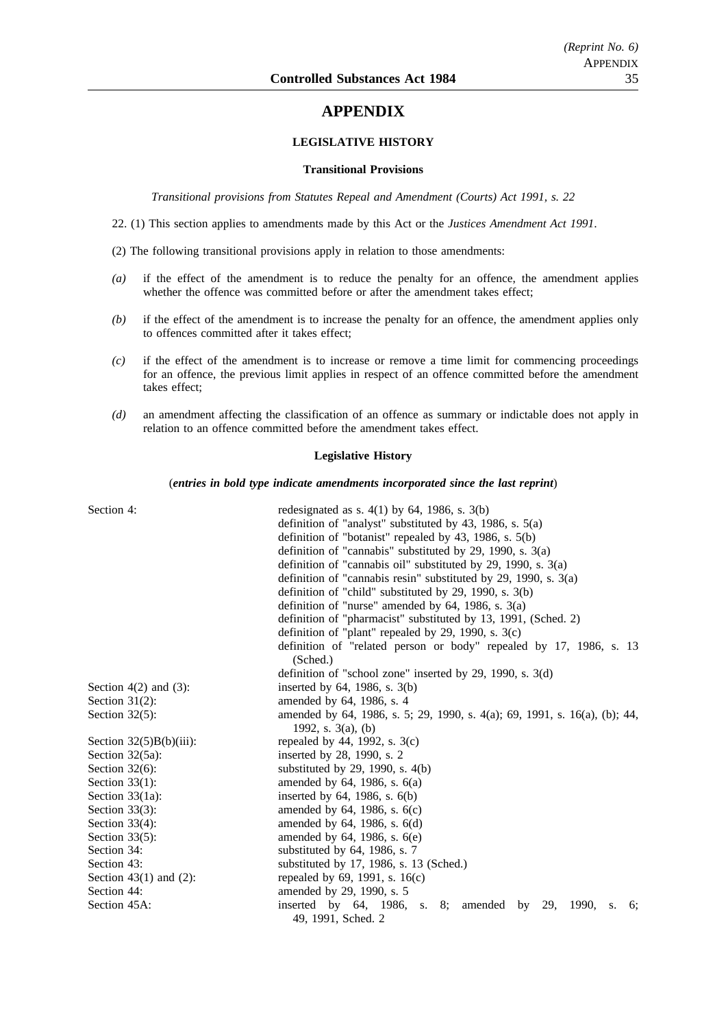# APPENDIX

## LEGISLATIVE HISTORY

### Transitional Provisions

*Transitional provisions from Statutes Repeal and Amendment (Courts) Act 1991, s. 22*

22. (1) This section applies to amendments made by this Act or the *Justices Amendment Act 1991*.

(2) The following transitional provisions apply in relation to those amendments:

*(a)* if the effect of the amendment is to reduce the penalty for an offence, the amendment applies whether the offence was committed before or after the amendment takes effect;

*(b)* if the effect of the amendment is to increase the penalty for an offence, the amendment applies only to offences committed after it takes effect;

*(c)* if the effect of the amendment is to increase or remove a time limit for commencing proceedings for an offence, the previous limit applies in respect of an offence committed before the amendment takes effect;

*(d)* an amendment affecting the classification of an offence as summary or indictable does not apply in relation to an offence committed before the amendment takes effect.

### Legislative History

(***entries in bold type indicate amendments incorporated since the last reprint***)

| | |
|---|---|
| Section 4: | redesignated as s. 4(1) by 64, 1986, s. 3(b) |
| | definition of "analyst" substituted by 43, 1986, s. 5(a) |
| | definition of "botanist" repealed by 43, 1986, s. 5(b) |
| | definition of "cannabis" substituted by 29, 1990, s. 3(a) |
| | definition of "cannabis oil" substituted by 29, 1990, s. 3(a) |
| | definition of "cannabis resin" substituted by 29, 1990, s. 3(a) |
| | definition of "child" substituted by 29, 1990, s. 3(b) |
| | definition of "nurse" amended by 64, 1986, s. 3(a) |
| | definition of "pharmacist" substituted by 13, 1991, (Sched. 2) |
| | definition of "plant" repealed by 29, 1990, s. 3(c) |
| | definition of "related person or body" repealed by 17, 1986, s. 13 (Sched.) |
| | definition of "school zone" inserted by 29, 1990, s. 3(d) |
| Section 4(2) and (3): | inserted by 64, 1986, s. 3(b) |
| Section 31(2): | amended by 64, 1986, s. 4 |
| Section 32(5): | amended by 64, 1986, s. 5; 29, 1990, s. 4(a); 69, 1991, s. 16(a), (b); 44, 1992, s. 3(a), (b) |
| Section 32(5)B(b)(iii): | repealed by 44, 1992, s. 3(c) |
| Section 32(5a): | inserted by 28, 1990, s. 2 |
| Section 32(6): | substituted by 29, 1990, s. 4(b) |
| Section 33(1): | amended by 64, 1986, s. 6(a) |
| Section 33(1a): | inserted by 64, 1986, s. 6(b) |
| Section 33(3): | amended by 64, 1986, s. 6(c) |
| Section 33(4): | amended by 64, 1986, s. 6(d) |
| Section 33(5): | amended by 64, 1986, s. 6(e) |
| Section 34: | substituted by 64, 1986, s. 7 |
| Section 43: | substituted by 17, 1986, s. 13 (Sched.) |
| Section 43(1) and (2): | repealed by 69, 1991, s. 16(c) |
| Section 44: | amended by 29, 1990, s. 5 |
| Section 45A: | inserted by 64, 1986, s. 8; amended by 29, 1990, s. 6; 49, 1991, Sched. 2 |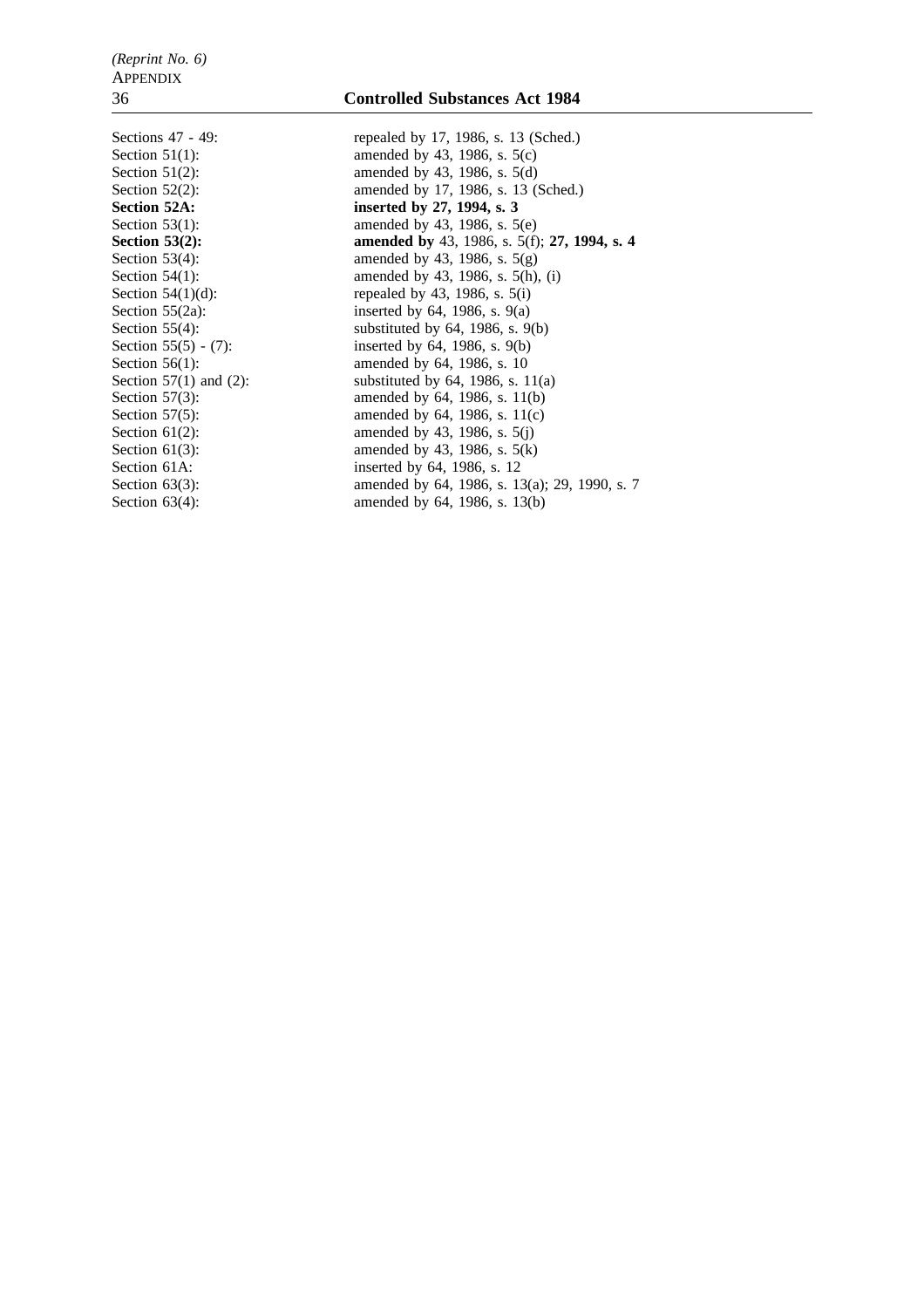Sections 47 - 49: repealed by 17, 1986, s. 13 (Sched.)
Section 51(1): amended by 43, 1986, s. 5(c)
Section 51(2): amended by 43, 1986, s. 5(d)
Section 52(2): amended by 17, 1986, s. 13 (Sched.)
**Section 52A: inserted by 27, 1994, s. 3**
Section 53(1): amended by 43, 1986, s. 5(e)
**Section 53(2): amended by** 43, 1986, s. 5(f); **27, 1994, s. 4**
Section 53(4): amended by 43, 1986, s. 5(g)
Section 54(1): amended by 43, 1986, s. 5(h), (i)
Section 54(1)(d): repealed by 43, 1986, s. 5(i)
Section 55(2a): inserted by 64, 1986, s. 9(a)
Section 55(4): substituted by 64, 1986, s. 9(b)
Section 55(5) - (7): inserted by 64, 1986, s. 9(b)
Section 56(1): amended by 64, 1986, s. 10
Section 57(1) and (2): substituted by 64, 1986, s. 11(a)
Section 57(3): amended by 64, 1986, s. 11(b)
Section 57(5): amended by 64, 1986, s. 11(c)
Section 61(2): amended by 43, 1986, s. 5(j)
Section 61(3): amended by 43, 1986, s. 5(k)
Section 61A: inserted by 64, 1986, s. 12
Section 63(3): amended by 64, 1986, s. 13(a); 29, 1990, s. 7
Section 63(4): amended by 64, 1986, s. 13(b)